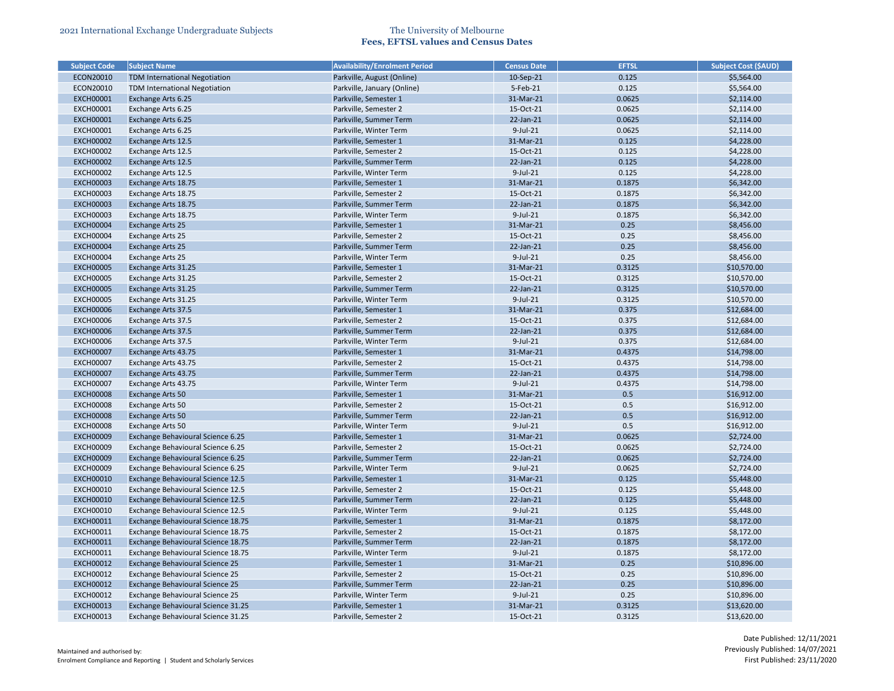2021 International Exchange Undergraduate Subjects

# The University of Melbourne
## Fees, EFTSL values and Census Dates

| Subject Code | Subject Name | Availability/Enrolment Period | Census Date | EFTSL | Subject Cost ($AUD) |
|---|---|---|---|---|---|
| ECON20010 | TDM International Negotiation | Parkville, August (Online) | 10-Sep-21 | 0.125 | $5,564.00 |
| ECON20010 | TDM International Negotiation | Parkville, January (Online) | 5-Feb-21 | 0.125 | $5,564.00 |
| EXCH00001 | Exchange Arts 6.25 | Parkville, Semester 1 | 31-Mar-21 | 0.0625 | $2,114.00 |
| EXCH00001 | Exchange Arts 6.25 | Parkville, Semester 2 | 15-Oct-21 | 0.0625 | $2,114.00 |
| EXCH00001 | Exchange Arts 6.25 | Parkville, Summer Term | 22-Jan-21 | 0.0625 | $2,114.00 |
| EXCH00001 | Exchange Arts 6.25 | Parkville, Winter Term | 9-Jul-21 | 0.0625 | $2,114.00 |
| EXCH00002 | Exchange Arts 12.5 | Parkville, Semester 1 | 31-Mar-21 | 0.125 | $4,228.00 |
| EXCH00002 | Exchange Arts 12.5 | Parkville, Semester 2 | 15-Oct-21 | 0.125 | $4,228.00 |
| EXCH00002 | Exchange Arts 12.5 | Parkville, Summer Term | 22-Jan-21 | 0.125 | $4,228.00 |
| EXCH00002 | Exchange Arts 12.5 | Parkville, Winter Term | 9-Jul-21 | 0.125 | $4,228.00 |
| EXCH00003 | Exchange Arts 18.75 | Parkville, Semester 1 | 31-Mar-21 | 0.1875 | $6,342.00 |
| EXCH00003 | Exchange Arts 18.75 | Parkville, Semester 2 | 15-Oct-21 | 0.1875 | $6,342.00 |
| EXCH00003 | Exchange Arts 18.75 | Parkville, Summer Term | 22-Jan-21 | 0.1875 | $6,342.00 |
| EXCH00003 | Exchange Arts 18.75 | Parkville, Winter Term | 9-Jul-21 | 0.1875 | $6,342.00 |
| EXCH00004 | Exchange Arts 25 | Parkville, Semester 1 | 31-Mar-21 | 0.25 | $8,456.00 |
| EXCH00004 | Exchange Arts 25 | Parkville, Semester 2 | 15-Oct-21 | 0.25 | $8,456.00 |
| EXCH00004 | Exchange Arts 25 | Parkville, Summer Term | 22-Jan-21 | 0.25 | $8,456.00 |
| EXCH00004 | Exchange Arts 25 | Parkville, Winter Term | 9-Jul-21 | 0.25 | $8,456.00 |
| EXCH00005 | Exchange Arts 31.25 | Parkville, Semester 1 | 31-Mar-21 | 0.3125 | $10,570.00 |
| EXCH00005 | Exchange Arts 31.25 | Parkville, Semester 2 | 15-Oct-21 | 0.3125 | $10,570.00 |
| EXCH00005 | Exchange Arts 31.25 | Parkville, Summer Term | 22-Jan-21 | 0.3125 | $10,570.00 |
| EXCH00005 | Exchange Arts 31.25 | Parkville, Winter Term | 9-Jul-21 | 0.3125 | $10,570.00 |
| EXCH00006 | Exchange Arts 37.5 | Parkville, Semester 1 | 31-Mar-21 | 0.375 | $12,684.00 |
| EXCH00006 | Exchange Arts 37.5 | Parkville, Semester 2 | 15-Oct-21 | 0.375 | $12,684.00 |
| EXCH00006 | Exchange Arts 37.5 | Parkville, Summer Term | 22-Jan-21 | 0.375 | $12,684.00 |
| EXCH00006 | Exchange Arts 37.5 | Parkville, Winter Term | 9-Jul-21 | 0.375 | $12,684.00 |
| EXCH00007 | Exchange Arts 43.75 | Parkville, Semester 1 | 31-Mar-21 | 0.4375 | $14,798.00 |
| EXCH00007 | Exchange Arts 43.75 | Parkville, Semester 2 | 15-Oct-21 | 0.4375 | $14,798.00 |
| EXCH00007 | Exchange Arts 43.75 | Parkville, Summer Term | 22-Jan-21 | 0.4375 | $14,798.00 |
| EXCH00007 | Exchange Arts 43.75 | Parkville, Winter Term | 9-Jul-21 | 0.4375 | $14,798.00 |
| EXCH00008 | Exchange Arts 50 | Parkville, Semester 1 | 31-Mar-21 | 0.5 | $16,912.00 |
| EXCH00008 | Exchange Arts 50 | Parkville, Semester 2 | 15-Oct-21 | 0.5 | $16,912.00 |
| EXCH00008 | Exchange Arts 50 | Parkville, Summer Term | 22-Jan-21 | 0.5 | $16,912.00 |
| EXCH00008 | Exchange Arts 50 | Parkville, Winter Term | 9-Jul-21 | 0.5 | $16,912.00 |
| EXCH00009 | Exchange Behavioural Science 6.25 | Parkville, Semester 1 | 31-Mar-21 | 0.0625 | $2,724.00 |
| EXCH00009 | Exchange Behavioural Science 6.25 | Parkville, Semester 2 | 15-Oct-21 | 0.0625 | $2,724.00 |
| EXCH00009 | Exchange Behavioural Science 6.25 | Parkville, Summer Term | 22-Jan-21 | 0.0625 | $2,724.00 |
| EXCH00009 | Exchange Behavioural Science 6.25 | Parkville, Winter Term | 9-Jul-21 | 0.0625 | $2,724.00 |
| EXCH00010 | Exchange Behavioural Science 12.5 | Parkville, Semester 1 | 31-Mar-21 | 0.125 | $5,448.00 |
| EXCH00010 | Exchange Behavioural Science 12.5 | Parkville, Semester 2 | 15-Oct-21 | 0.125 | $5,448.00 |
| EXCH00010 | Exchange Behavioural Science 12.5 | Parkville, Summer Term | 22-Jan-21 | 0.125 | $5,448.00 |
| EXCH00010 | Exchange Behavioural Science 12.5 | Parkville, Winter Term | 9-Jul-21 | 0.125 | $5,448.00 |
| EXCH00011 | Exchange Behavioural Science 18.75 | Parkville, Semester 1 | 31-Mar-21 | 0.1875 | $8,172.00 |
| EXCH00011 | Exchange Behavioural Science 18.75 | Parkville, Semester 2 | 15-Oct-21 | 0.1875 | $8,172.00 |
| EXCH00011 | Exchange Behavioural Science 18.75 | Parkville, Summer Term | 22-Jan-21 | 0.1875 | $8,172.00 |
| EXCH00011 | Exchange Behavioural Science 18.75 | Parkville, Winter Term | 9-Jul-21 | 0.1875 | $8,172.00 |
| EXCH00012 | Exchange Behavioural Science 25 | Parkville, Semester 1 | 31-Mar-21 | 0.25 | $10,896.00 |
| EXCH00012 | Exchange Behavioural Science 25 | Parkville, Semester 2 | 15-Oct-21 | 0.25 | $10,896.00 |
| EXCH00012 | Exchange Behavioural Science 25 | Parkville, Summer Term | 22-Jan-21 | 0.25 | $10,896.00 |
| EXCH00012 | Exchange Behavioural Science 25 | Parkville, Winter Term | 9-Jul-21 | 0.25 | $10,896.00 |
| EXCH00013 | Exchange Behavioural Science 31.25 | Parkville, Semester 1 | 31-Mar-21 | 0.3125 | $13,620.00 |
| EXCH00013 | Exchange Behavioural Science 31.25 | Parkville, Semester 2 | 15-Oct-21 | 0.3125 | $13,620.00 |

Maintained and authorised by:
Enrolment Compliance and Reporting | Student and Scholarly Services

Date Published: 12/11/2021
Previously Published: 14/07/2021
First Published: 23/11/2020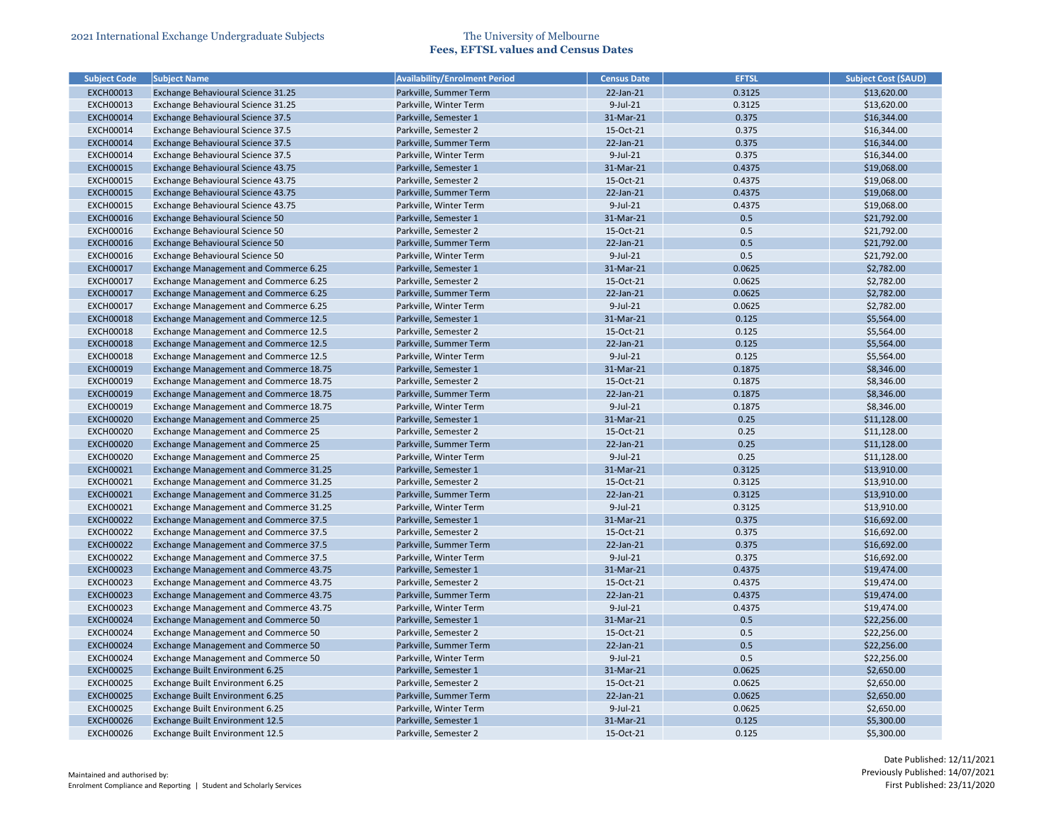| Subject Code | Subject Name | Availability/Enrolment Period | Census Date | EFTSL | Subject Cost ($AUD) |
|---|---|---|---|---|---|
| EXCH00013 | Exchange Behavioural Science 31.25 | Parkville, Summer Term | 22-Jan-21 | 0.3125 | $13,620.00 |
| EXCH00013 | Exchange Behavioural Science 31.25 | Parkville, Winter Term | 9-Jul-21 | 0.3125 | $13,620.00 |
| EXCH00014 | Exchange Behavioural Science 37.5 | Parkville, Semester 1 | 31-Mar-21 | 0.375 | $16,344.00 |
| EXCH00014 | Exchange Behavioural Science 37.5 | Parkville, Semester 2 | 15-Oct-21 | 0.375 | $16,344.00 |
| EXCH00014 | Exchange Behavioural Science 37.5 | Parkville, Summer Term | 22-Jan-21 | 0.375 | $16,344.00 |
| EXCH00014 | Exchange Behavioural Science 37.5 | Parkville, Winter Term | 9-Jul-21 | 0.375 | $16,344.00 |
| EXCH00015 | Exchange Behavioural Science 43.75 | Parkville, Semester 1 | 31-Mar-21 | 0.4375 | $19,068.00 |
| EXCH00015 | Exchange Behavioural Science 43.75 | Parkville, Semester 2 | 15-Oct-21 | 0.4375 | $19,068.00 |
| EXCH00015 | Exchange Behavioural Science 43.75 | Parkville, Summer Term | 22-Jan-21 | 0.4375 | $19,068.00 |
| EXCH00015 | Exchange Behavioural Science 43.75 | Parkville, Winter Term | 9-Jul-21 | 0.4375 | $19,068.00 |
| EXCH00016 | Exchange Behavioural Science 50 | Parkville, Semester 1 | 31-Mar-21 | 0.5 | $21,792.00 |
| EXCH00016 | Exchange Behavioural Science 50 | Parkville, Semester 2 | 15-Oct-21 | 0.5 | $21,792.00 |
| EXCH00016 | Exchange Behavioural Science 50 | Parkville, Summer Term | 22-Jan-21 | 0.5 | $21,792.00 |
| EXCH00016 | Exchange Behavioural Science 50 | Parkville, Winter Term | 9-Jul-21 | 0.5 | $21,792.00 |
| EXCH00017 | Exchange Management and Commerce 6.25 | Parkville, Semester 1 | 31-Mar-21 | 0.0625 | $2,782.00 |
| EXCH00017 | Exchange Management and Commerce 6.25 | Parkville, Semester 2 | 15-Oct-21 | 0.0625 | $2,782.00 |
| EXCH00017 | Exchange Management and Commerce 6.25 | Parkville, Summer Term | 22-Jan-21 | 0.0625 | $2,782.00 |
| EXCH00017 | Exchange Management and Commerce 6.25 | Parkville, Winter Term | 9-Jul-21 | 0.0625 | $2,782.00 |
| EXCH00018 | Exchange Management and Commerce 12.5 | Parkville, Semester 1 | 31-Mar-21 | 0.125 | $5,564.00 |
| EXCH00018 | Exchange Management and Commerce 12.5 | Parkville, Semester 2 | 15-Oct-21 | 0.125 | $5,564.00 |
| EXCH00018 | Exchange Management and Commerce 12.5 | Parkville, Summer Term | 22-Jan-21 | 0.125 | $5,564.00 |
| EXCH00018 | Exchange Management and Commerce 12.5 | Parkville, Winter Term | 9-Jul-21 | 0.125 | $5,564.00 |
| EXCH00019 | Exchange Management and Commerce 18.75 | Parkville, Semester 1 | 31-Mar-21 | 0.1875 | $8,346.00 |
| EXCH00019 | Exchange Management and Commerce 18.75 | Parkville, Semester 2 | 15-Oct-21 | 0.1875 | $8,346.00 |
| EXCH00019 | Exchange Management and Commerce 18.75 | Parkville, Summer Term | 22-Jan-21 | 0.1875 | $8,346.00 |
| EXCH00019 | Exchange Management and Commerce 18.75 | Parkville, Winter Term | 9-Jul-21 | 0.1875 | $8,346.00 |
| EXCH00020 | Exchange Management and Commerce 25 | Parkville, Semester 1 | 31-Mar-21 | 0.25 | $11,128.00 |
| EXCH00020 | Exchange Management and Commerce 25 | Parkville, Semester 2 | 15-Oct-21 | 0.25 | $11,128.00 |
| EXCH00020 | Exchange Management and Commerce 25 | Parkville, Summer Term | 22-Jan-21 | 0.25 | $11,128.00 |
| EXCH00020 | Exchange Management and Commerce 25 | Parkville, Winter Term | 9-Jul-21 | 0.25 | $11,128.00 |
| EXCH00021 | Exchange Management and Commerce 31.25 | Parkville, Semester 1 | 31-Mar-21 | 0.3125 | $13,910.00 |
| EXCH00021 | Exchange Management and Commerce 31.25 | Parkville, Semester 2 | 15-Oct-21 | 0.3125 | $13,910.00 |
| EXCH00021 | Exchange Management and Commerce 31.25 | Parkville, Summer Term | 22-Jan-21 | 0.3125 | $13,910.00 |
| EXCH00021 | Exchange Management and Commerce 31.25 | Parkville, Winter Term | 9-Jul-21 | 0.3125 | $13,910.00 |
| EXCH00022 | Exchange Management and Commerce 37.5 | Parkville, Semester 1 | 31-Mar-21 | 0.375 | $16,692.00 |
| EXCH00022 | Exchange Management and Commerce 37.5 | Parkville, Semester 2 | 15-Oct-21 | 0.375 | $16,692.00 |
| EXCH00022 | Exchange Management and Commerce 37.5 | Parkville, Summer Term | 22-Jan-21 | 0.375 | $16,692.00 |
| EXCH00022 | Exchange Management and Commerce 37.5 | Parkville, Winter Term | 9-Jul-21 | 0.375 | $16,692.00 |
| EXCH00023 | Exchange Management and Commerce 43.75 | Parkville, Semester 1 | 31-Mar-21 | 0.4375 | $19,474.00 |
| EXCH00023 | Exchange Management and Commerce 43.75 | Parkville, Semester 2 | 15-Oct-21 | 0.4375 | $19,474.00 |
| EXCH00023 | Exchange Management and Commerce 43.75 | Parkville, Summer Term | 22-Jan-21 | 0.4375 | $19,474.00 |
| EXCH00023 | Exchange Management and Commerce 43.75 | Parkville, Winter Term | 9-Jul-21 | 0.4375 | $19,474.00 |
| EXCH00024 | Exchange Management and Commerce 50 | Parkville, Semester 1 | 31-Mar-21 | 0.5 | $22,256.00 |
| EXCH00024 | Exchange Management and Commerce 50 | Parkville, Semester 2 | 15-Oct-21 | 0.5 | $22,256.00 |
| EXCH00024 | Exchange Management and Commerce 50 | Parkville, Summer Term | 22-Jan-21 | 0.5 | $22,256.00 |
| EXCH00024 | Exchange Management and Commerce 50 | Parkville, Winter Term | 9-Jul-21 | 0.5 | $22,256.00 |
| EXCH00025 | Exchange Built Environment 6.25 | Parkville, Semester 1 | 31-Mar-21 | 0.0625 | $2,650.00 |
| EXCH00025 | Exchange Built Environment 6.25 | Parkville, Semester 2 | 15-Oct-21 | 0.0625 | $2,650.00 |
| EXCH00025 | Exchange Built Environment 6.25 | Parkville, Summer Term | 22-Jan-21 | 0.0625 | $2,650.00 |
| EXCH00025 | Exchange Built Environment 6.25 | Parkville, Winter Term | 9-Jul-21 | 0.0625 | $2,650.00 |
| EXCH00026 | Exchange Built Environment 12.5 | Parkville, Semester 1 | 31-Mar-21 | 0.125 | $5,300.00 |
| EXCH00026 | Exchange Built Environment 12.5 | Parkville, Semester 2 | 15-Oct-21 | 0.125 | $5,300.00 |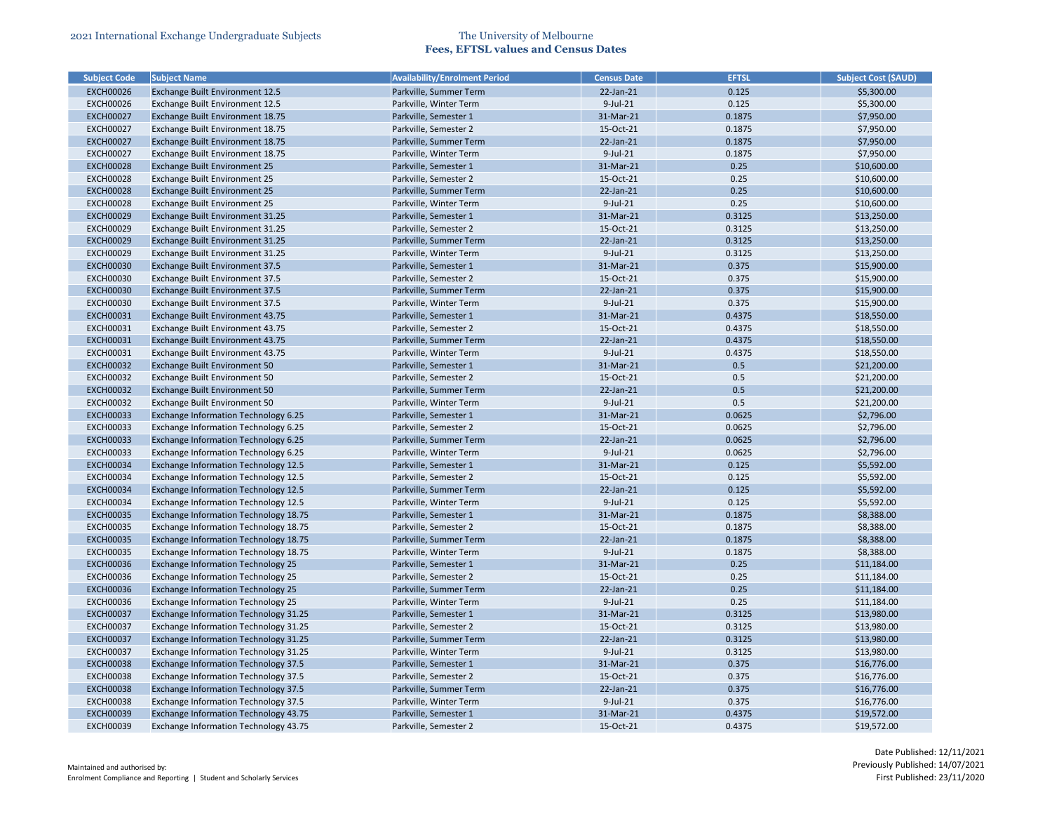| Subject Code | Subject Name | Availability/Enrolment Period | Census Date | EFTSL | Subject Cost ($AUD) |
|---|---|---|---|---|---|
| EXCH00026 | Exchange Built Environment 12.5 | Parkville, Summer Term | 22-Jan-21 | 0.125 | $5,300.00 |
| EXCH00026 | Exchange Built Environment 12.5 | Parkville, Winter Term | 9-Jul-21 | 0.125 | $5,300.00 |
| EXCH00027 | Exchange Built Environment 18.75 | Parkville, Semester 1 | 31-Mar-21 | 0.1875 | $7,950.00 |
| EXCH00027 | Exchange Built Environment 18.75 | Parkville, Semester 2 | 15-Oct-21 | 0.1875 | $7,950.00 |
| EXCH00027 | Exchange Built Environment 18.75 | Parkville, Summer Term | 22-Jan-21 | 0.1875 | $7,950.00 |
| EXCH00027 | Exchange Built Environment 18.75 | Parkville, Winter Term | 9-Jul-21 | 0.1875 | $7,950.00 |
| EXCH00028 | Exchange Built Environment 25 | Parkville, Semester 1 | 31-Mar-21 | 0.25 | $10,600.00 |
| EXCH00028 | Exchange Built Environment 25 | Parkville, Semester 2 | 15-Oct-21 | 0.25 | $10,600.00 |
| EXCH00028 | Exchange Built Environment 25 | Parkville, Summer Term | 22-Jan-21 | 0.25 | $10,600.00 |
| EXCH00028 | Exchange Built Environment 25 | Parkville, Winter Term | 9-Jul-21 | 0.25 | $10,600.00 |
| EXCH00029 | Exchange Built Environment 31.25 | Parkville, Semester 1 | 31-Mar-21 | 0.3125 | $13,250.00 |
| EXCH00029 | Exchange Built Environment 31.25 | Parkville, Semester 2 | 15-Oct-21 | 0.3125 | $13,250.00 |
| EXCH00029 | Exchange Built Environment 31.25 | Parkville, Summer Term | 22-Jan-21 | 0.3125 | $13,250.00 |
| EXCH00029 | Exchange Built Environment 31.25 | Parkville, Winter Term | 9-Jul-21 | 0.3125 | $13,250.00 |
| EXCH00030 | Exchange Built Environment 37.5 | Parkville, Semester 1 | 31-Mar-21 | 0.375 | $15,900.00 |
| EXCH00030 | Exchange Built Environment 37.5 | Parkville, Semester 2 | 15-Oct-21 | 0.375 | $15,900.00 |
| EXCH00030 | Exchange Built Environment 37.5 | Parkville, Summer Term | 22-Jan-21 | 0.375 | $15,900.00 |
| EXCH00030 | Exchange Built Environment 37.5 | Parkville, Winter Term | 9-Jul-21 | 0.375 | $15,900.00 |
| EXCH00031 | Exchange Built Environment 43.75 | Parkville, Semester 1 | 31-Mar-21 | 0.4375 | $18,550.00 |
| EXCH00031 | Exchange Built Environment 43.75 | Parkville, Semester 2 | 15-Oct-21 | 0.4375 | $18,550.00 |
| EXCH00031 | Exchange Built Environment 43.75 | Parkville, Summer Term | 22-Jan-21 | 0.4375 | $18,550.00 |
| EXCH00031 | Exchange Built Environment 43.75 | Parkville, Winter Term | 9-Jul-21 | 0.4375 | $18,550.00 |
| EXCH00032 | Exchange Built Environment 50 | Parkville, Semester 1 | 31-Mar-21 | 0.5 | $21,200.00 |
| EXCH00032 | Exchange Built Environment 50 | Parkville, Semester 2 | 15-Oct-21 | 0.5 | $21,200.00 |
| EXCH00032 | Exchange Built Environment 50 | Parkville, Summer Term | 22-Jan-21 | 0.5 | $21,200.00 |
| EXCH00032 | Exchange Built Environment 50 | Parkville, Winter Term | 9-Jul-21 | 0.5 | $21,200.00 |
| EXCH00033 | Exchange Information Technology 6.25 | Parkville, Semester 1 | 31-Mar-21 | 0.0625 | $2,796.00 |
| EXCH00033 | Exchange Information Technology 6.25 | Parkville, Semester 2 | 15-Oct-21 | 0.0625 | $2,796.00 |
| EXCH00033 | Exchange Information Technology 6.25 | Parkville, Summer Term | 22-Jan-21 | 0.0625 | $2,796.00 |
| EXCH00033 | Exchange Information Technology 6.25 | Parkville, Winter Term | 9-Jul-21 | 0.0625 | $2,796.00 |
| EXCH00034 | Exchange Information Technology 12.5 | Parkville, Semester 1 | 31-Mar-21 | 0.125 | $5,592.00 |
| EXCH00034 | Exchange Information Technology 12.5 | Parkville, Semester 2 | 15-Oct-21 | 0.125 | $5,592.00 |
| EXCH00034 | Exchange Information Technology 12.5 | Parkville, Summer Term | 22-Jan-21 | 0.125 | $5,592.00 |
| EXCH00034 | Exchange Information Technology 12.5 | Parkville, Winter Term | 9-Jul-21 | 0.125 | $5,592.00 |
| EXCH00035 | Exchange Information Technology 18.75 | Parkville, Semester 1 | 31-Mar-21 | 0.1875 | $8,388.00 |
| EXCH00035 | Exchange Information Technology 18.75 | Parkville, Semester 2 | 15-Oct-21 | 0.1875 | $8,388.00 |
| EXCH00035 | Exchange Information Technology 18.75 | Parkville, Summer Term | 22-Jan-21 | 0.1875 | $8,388.00 |
| EXCH00035 | Exchange Information Technology 18.75 | Parkville, Winter Term | 9-Jul-21 | 0.1875 | $8,388.00 |
| EXCH00036 | Exchange Information Technology 25 | Parkville, Semester 1 | 31-Mar-21 | 0.25 | $11,184.00 |
| EXCH00036 | Exchange Information Technology 25 | Parkville, Semester 2 | 15-Oct-21 | 0.25 | $11,184.00 |
| EXCH00036 | Exchange Information Technology 25 | Parkville, Summer Term | 22-Jan-21 | 0.25 | $11,184.00 |
| EXCH00036 | Exchange Information Technology 25 | Parkville, Winter Term | 9-Jul-21 | 0.25 | $11,184.00 |
| EXCH00037 | Exchange Information Technology 31.25 | Parkville, Semester 1 | 31-Mar-21 | 0.3125 | $13,980.00 |
| EXCH00037 | Exchange Information Technology 31.25 | Parkville, Semester 2 | 15-Oct-21 | 0.3125 | $13,980.00 |
| EXCH00037 | Exchange Information Technology 31.25 | Parkville, Summer Term | 22-Jan-21 | 0.3125 | $13,980.00 |
| EXCH00037 | Exchange Information Technology 31.25 | Parkville, Winter Term | 9-Jul-21 | 0.3125 | $13,980.00 |
| EXCH00038 | Exchange Information Technology 37.5 | Parkville, Semester 1 | 31-Mar-21 | 0.375 | $16,776.00 |
| EXCH00038 | Exchange Information Technology 37.5 | Parkville, Semester 2 | 15-Oct-21 | 0.375 | $16,776.00 |
| EXCH00038 | Exchange Information Technology 37.5 | Parkville, Summer Term | 22-Jan-21 | 0.375 | $16,776.00 |
| EXCH00038 | Exchange Information Technology 37.5 | Parkville, Winter Term | 9-Jul-21 | 0.375 | $16,776.00 |
| EXCH00039 | Exchange Information Technology 43.75 | Parkville, Semester 1 | 31-Mar-21 | 0.4375 | $19,572.00 |
| EXCH00039 | Exchange Information Technology 43.75 | Parkville, Semester 2 | 15-Oct-21 | 0.4375 | $19,572.00 |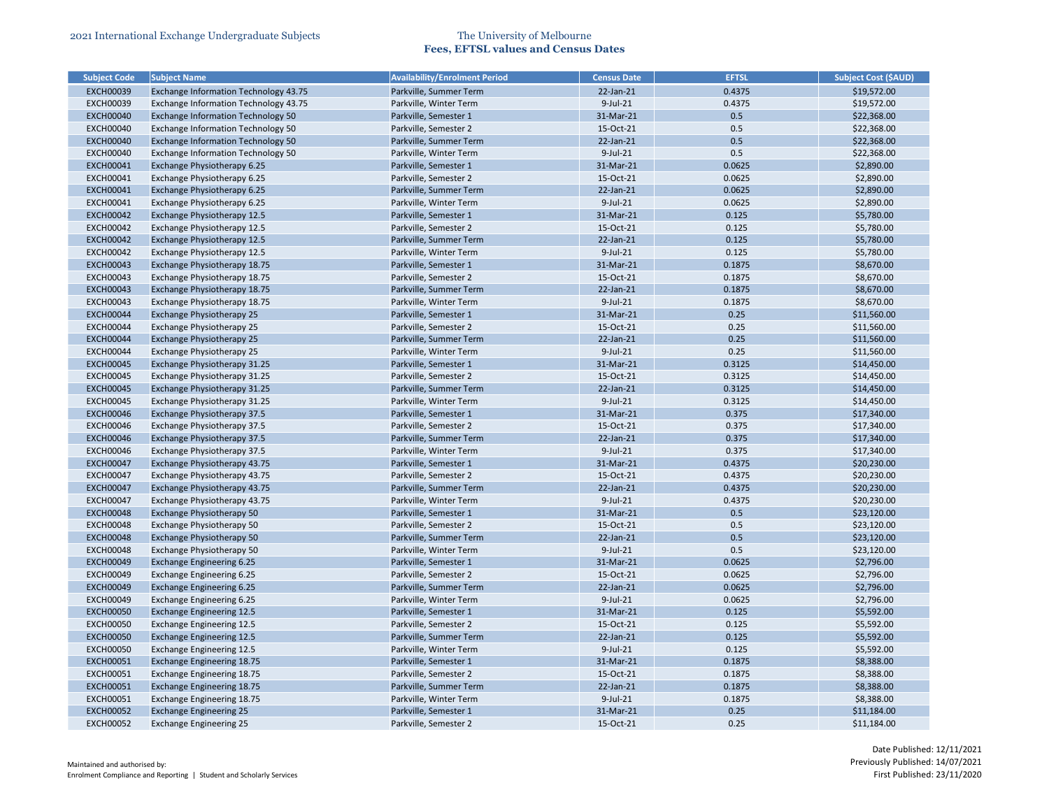| Subject Code | Subject Name | Availability/Enrolment Period | Census Date | EFTSL | Subject Cost ($AUD) |
|---|---|---|---|---|---|
| EXCH00039 | Exchange Information Technology 43.75 | Parkville, Summer Term | 22-Jan-21 | 0.4375 | $19,572.00 |
| EXCH00039 | Exchange Information Technology 43.75 | Parkville, Winter Term | 9-Jul-21 | 0.4375 | $19,572.00 |
| EXCH00040 | Exchange Information Technology 50 | Parkville, Semester 1 | 31-Mar-21 | 0.5 | $22,368.00 |
| EXCH00040 | Exchange Information Technology 50 | Parkville, Semester 2 | 15-Oct-21 | 0.5 | $22,368.00 |
| EXCH00040 | Exchange Information Technology 50 | Parkville, Summer Term | 22-Jan-21 | 0.5 | $22,368.00 |
| EXCH00040 | Exchange Information Technology 50 | Parkville, Winter Term | 9-Jul-21 | 0.5 | $22,368.00 |
| EXCH00041 | Exchange Physiotherapy 6.25 | Parkville, Semester 1 | 31-Mar-21 | 0.0625 | $2,890.00 |
| EXCH00041 | Exchange Physiotherapy 6.25 | Parkville, Semester 2 | 15-Oct-21 | 0.0625 | $2,890.00 |
| EXCH00041 | Exchange Physiotherapy 6.25 | Parkville, Summer Term | 22-Jan-21 | 0.0625 | $2,890.00 |
| EXCH00041 | Exchange Physiotherapy 6.25 | Parkville, Winter Term | 9-Jul-21 | 0.0625 | $2,890.00 |
| EXCH00042 | Exchange Physiotherapy 12.5 | Parkville, Semester 1 | 31-Mar-21 | 0.125 | $5,780.00 |
| EXCH00042 | Exchange Physiotherapy 12.5 | Parkville, Semester 2 | 15-Oct-21 | 0.125 | $5,780.00 |
| EXCH00042 | Exchange Physiotherapy 12.5 | Parkville, Summer Term | 22-Jan-21 | 0.125 | $5,780.00 |
| EXCH00042 | Exchange Physiotherapy 12.5 | Parkville, Winter Term | 9-Jul-21 | 0.125 | $5,780.00 |
| EXCH00043 | Exchange Physiotherapy 18.75 | Parkville, Semester 1 | 31-Mar-21 | 0.1875 | $8,670.00 |
| EXCH00043 | Exchange Physiotherapy 18.75 | Parkville, Semester 2 | 15-Oct-21 | 0.1875 | $8,670.00 |
| EXCH00043 | Exchange Physiotherapy 18.75 | Parkville, Summer Term | 22-Jan-21 | 0.1875 | $8,670.00 |
| EXCH00043 | Exchange Physiotherapy 18.75 | Parkville, Winter Term | 9-Jul-21 | 0.1875 | $8,670.00 |
| EXCH00044 | Exchange Physiotherapy 25 | Parkville, Semester 1 | 31-Mar-21 | 0.25 | $11,560.00 |
| EXCH00044 | Exchange Physiotherapy 25 | Parkville, Semester 2 | 15-Oct-21 | 0.25 | $11,560.00 |
| EXCH00044 | Exchange Physiotherapy 25 | Parkville, Summer Term | 22-Jan-21 | 0.25 | $11,560.00 |
| EXCH00044 | Exchange Physiotherapy 25 | Parkville, Winter Term | 9-Jul-21 | 0.25 | $11,560.00 |
| EXCH00045 | Exchange Physiotherapy 31.25 | Parkville, Semester 1 | 31-Mar-21 | 0.3125 | $14,450.00 |
| EXCH00045 | Exchange Physiotherapy 31.25 | Parkville, Semester 2 | 15-Oct-21 | 0.3125 | $14,450.00 |
| EXCH00045 | Exchange Physiotherapy 31.25 | Parkville, Summer Term | 22-Jan-21 | 0.3125 | $14,450.00 |
| EXCH00045 | Exchange Physiotherapy 31.25 | Parkville, Winter Term | 9-Jul-21 | 0.3125 | $14,450.00 |
| EXCH00046 | Exchange Physiotherapy 37.5 | Parkville, Semester 1 | 31-Mar-21 | 0.375 | $17,340.00 |
| EXCH00046 | Exchange Physiotherapy 37.5 | Parkville, Semester 2 | 15-Oct-21 | 0.375 | $17,340.00 |
| EXCH00046 | Exchange Physiotherapy 37.5 | Parkville, Summer Term | 22-Jan-21 | 0.375 | $17,340.00 |
| EXCH00046 | Exchange Physiotherapy 37.5 | Parkville, Winter Term | 9-Jul-21 | 0.375 | $17,340.00 |
| EXCH00047 | Exchange Physiotherapy 43.75 | Parkville, Semester 1 | 31-Mar-21 | 0.4375 | $20,230.00 |
| EXCH00047 | Exchange Physiotherapy 43.75 | Parkville, Semester 2 | 15-Oct-21 | 0.4375 | $20,230.00 |
| EXCH00047 | Exchange Physiotherapy 43.75 | Parkville, Summer Term | 22-Jan-21 | 0.4375 | $20,230.00 |
| EXCH00047 | Exchange Physiotherapy 43.75 | Parkville, Winter Term | 9-Jul-21 | 0.4375 | $20,230.00 |
| EXCH00048 | Exchange Physiotherapy 50 | Parkville, Semester 1 | 31-Mar-21 | 0.5 | $23,120.00 |
| EXCH00048 | Exchange Physiotherapy 50 | Parkville, Semester 2 | 15-Oct-21 | 0.5 | $23,120.00 |
| EXCH00048 | Exchange Physiotherapy 50 | Parkville, Summer Term | 22-Jan-21 | 0.5 | $23,120.00 |
| EXCH00048 | Exchange Physiotherapy 50 | Parkville, Winter Term | 9-Jul-21 | 0.5 | $23,120.00 |
| EXCH00049 | Exchange Engineering 6.25 | Parkville, Semester 1 | 31-Mar-21 | 0.0625 | $2,796.00 |
| EXCH00049 | Exchange Engineering 6.25 | Parkville, Semester 2 | 15-Oct-21 | 0.0625 | $2,796.00 |
| EXCH00049 | Exchange Engineering 6.25 | Parkville, Summer Term | 22-Jan-21 | 0.0625 | $2,796.00 |
| EXCH00049 | Exchange Engineering 6.25 | Parkville, Winter Term | 9-Jul-21 | 0.0625 | $2,796.00 |
| EXCH00050 | Exchange Engineering 12.5 | Parkville, Semester 1 | 31-Mar-21 | 0.125 | $5,592.00 |
| EXCH00050 | Exchange Engineering 12.5 | Parkville, Semester 2 | 15-Oct-21 | 0.125 | $5,592.00 |
| EXCH00050 | Exchange Engineering 12.5 | Parkville, Summer Term | 22-Jan-21 | 0.125 | $5,592.00 |
| EXCH00050 | Exchange Engineering 12.5 | Parkville, Winter Term | 9-Jul-21 | 0.125 | $5,592.00 |
| EXCH00051 | Exchange Engineering 18.75 | Parkville, Semester 1 | 31-Mar-21 | 0.1875 | $8,388.00 |
| EXCH00051 | Exchange Engineering 18.75 | Parkville, Semester 2 | 15-Oct-21 | 0.1875 | $8,388.00 |
| EXCH00051 | Exchange Engineering 18.75 | Parkville, Summer Term | 22-Jan-21 | 0.1875 | $8,388.00 |
| EXCH00051 | Exchange Engineering 18.75 | Parkville, Winter Term | 9-Jul-21 | 0.1875 | $8,388.00 |
| EXCH00052 | Exchange Engineering 25 | Parkville, Semester 1 | 31-Mar-21 | 0.25 | $11,184.00 |
| EXCH00052 | Exchange Engineering 25 | Parkville, Semester 2 | 15-Oct-21 | 0.25 | $11,184.00 |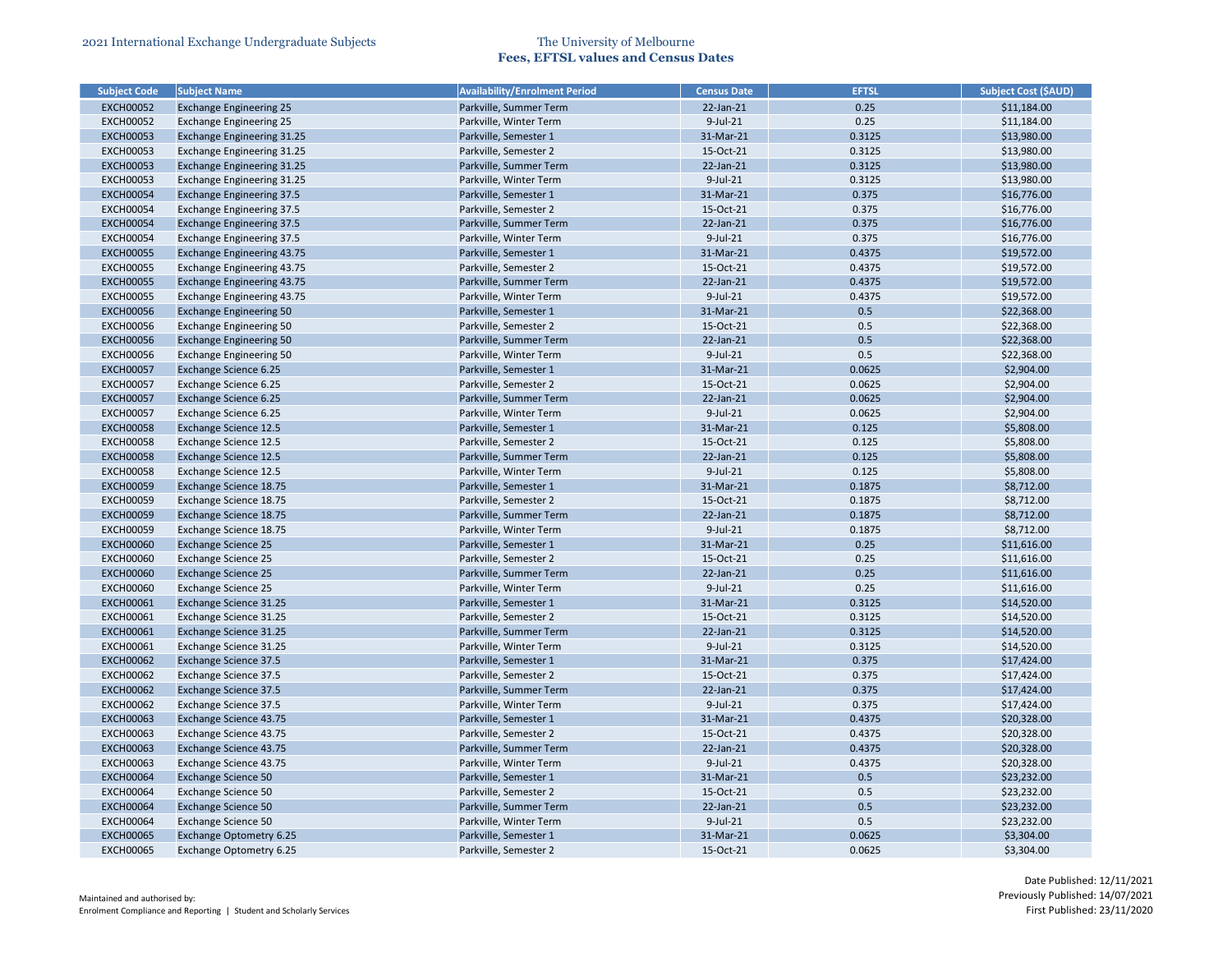| Subject Code | Subject Name | Availability/Enrolment Period | Census Date | EFTSL | Subject Cost ($AUD) |
|---|---|---|---|---|---|
| EXCH00052 | Exchange Engineering 25 | Parkville, Summer Term | 22-Jan-21 | 0.25 | $11,184.00 |
| EXCH00052 | Exchange Engineering 25 | Parkville, Winter Term | 9-Jul-21 | 0.25 | $11,184.00 |
| EXCH00053 | Exchange Engineering 31.25 | Parkville, Semester 1 | 31-Mar-21 | 0.3125 | $13,980.00 |
| EXCH00053 | Exchange Engineering 31.25 | Parkville, Semester 2 | 15-Oct-21 | 0.3125 | $13,980.00 |
| EXCH00053 | Exchange Engineering 31.25 | Parkville, Summer Term | 22-Jan-21 | 0.3125 | $13,980.00 |
| EXCH00053 | Exchange Engineering 31.25 | Parkville, Winter Term | 9-Jul-21 | 0.3125 | $13,980.00 |
| EXCH00054 | Exchange Engineering 37.5 | Parkville, Semester 1 | 31-Mar-21 | 0.375 | $16,776.00 |
| EXCH00054 | Exchange Engineering 37.5 | Parkville, Semester 2 | 15-Oct-21 | 0.375 | $16,776.00 |
| EXCH00054 | Exchange Engineering 37.5 | Parkville, Summer Term | 22-Jan-21 | 0.375 | $16,776.00 |
| EXCH00054 | Exchange Engineering 37.5 | Parkville, Winter Term | 9-Jul-21 | 0.375 | $16,776.00 |
| EXCH00055 | Exchange Engineering 43.75 | Parkville, Semester 1 | 31-Mar-21 | 0.4375 | $19,572.00 |
| EXCH00055 | Exchange Engineering 43.75 | Parkville, Semester 2 | 15-Oct-21 | 0.4375 | $19,572.00 |
| EXCH00055 | Exchange Engineering 43.75 | Parkville, Summer Term | 22-Jan-21 | 0.4375 | $19,572.00 |
| EXCH00055 | Exchange Engineering 43.75 | Parkville, Winter Term | 9-Jul-21 | 0.4375 | $19,572.00 |
| EXCH00056 | Exchange Engineering 50 | Parkville, Semester 1 | 31-Mar-21 | 0.5 | $22,368.00 |
| EXCH00056 | Exchange Engineering 50 | Parkville, Semester 2 | 15-Oct-21 | 0.5 | $22,368.00 |
| EXCH00056 | Exchange Engineering 50 | Parkville, Summer Term | 22-Jan-21 | 0.5 | $22,368.00 |
| EXCH00056 | Exchange Engineering 50 | Parkville, Winter Term | 9-Jul-21 | 0.5 | $22,368.00 |
| EXCH00057 | Exchange Science 6.25 | Parkville, Semester 1 | 31-Mar-21 | 0.0625 | $2,904.00 |
| EXCH00057 | Exchange Science 6.25 | Parkville, Semester 2 | 15-Oct-21 | 0.0625 | $2,904.00 |
| EXCH00057 | Exchange Science 6.25 | Parkville, Summer Term | 22-Jan-21 | 0.0625 | $2,904.00 |
| EXCH00057 | Exchange Science 6.25 | Parkville, Winter Term | 9-Jul-21 | 0.0625 | $2,904.00 |
| EXCH00058 | Exchange Science 12.5 | Parkville, Semester 1 | 31-Mar-21 | 0.125 | $5,808.00 |
| EXCH00058 | Exchange Science 12.5 | Parkville, Semester 2 | 15-Oct-21 | 0.125 | $5,808.00 |
| EXCH00058 | Exchange Science 12.5 | Parkville, Summer Term | 22-Jan-21 | 0.125 | $5,808.00 |
| EXCH00058 | Exchange Science 12.5 | Parkville, Winter Term | 9-Jul-21 | 0.125 | $5,808.00 |
| EXCH00059 | Exchange Science 18.75 | Parkville, Semester 1 | 31-Mar-21 | 0.1875 | $8,712.00 |
| EXCH00059 | Exchange Science 18.75 | Parkville, Semester 2 | 15-Oct-21 | 0.1875 | $8,712.00 |
| EXCH00059 | Exchange Science 18.75 | Parkville, Summer Term | 22-Jan-21 | 0.1875 | $8,712.00 |
| EXCH00059 | Exchange Science 18.75 | Parkville, Winter Term | 9-Jul-21 | 0.1875 | $8,712.00 |
| EXCH00060 | Exchange Science 25 | Parkville, Semester 1 | 31-Mar-21 | 0.25 | $11,616.00 |
| EXCH00060 | Exchange Science 25 | Parkville, Semester 2 | 15-Oct-21 | 0.25 | $11,616.00 |
| EXCH00060 | Exchange Science 25 | Parkville, Summer Term | 22-Jan-21 | 0.25 | $11,616.00 |
| EXCH00060 | Exchange Science 25 | Parkville, Winter Term | 9-Jul-21 | 0.25 | $11,616.00 |
| EXCH00061 | Exchange Science 31.25 | Parkville, Semester 1 | 31-Mar-21 | 0.3125 | $14,520.00 |
| EXCH00061 | Exchange Science 31.25 | Parkville, Semester 2 | 15-Oct-21 | 0.3125 | $14,520.00 |
| EXCH00061 | Exchange Science 31.25 | Parkville, Summer Term | 22-Jan-21 | 0.3125 | $14,520.00 |
| EXCH00061 | Exchange Science 31.25 | Parkville, Winter Term | 9-Jul-21 | 0.3125 | $14,520.00 |
| EXCH00062 | Exchange Science 37.5 | Parkville, Semester 1 | 31-Mar-21 | 0.375 | $17,424.00 |
| EXCH00062 | Exchange Science 37.5 | Parkville, Semester 2 | 15-Oct-21 | 0.375 | $17,424.00 |
| EXCH00062 | Exchange Science 37.5 | Parkville, Summer Term | 22-Jan-21 | 0.375 | $17,424.00 |
| EXCH00062 | Exchange Science 37.5 | Parkville, Winter Term | 9-Jul-21 | 0.375 | $17,424.00 |
| EXCH00063 | Exchange Science 43.75 | Parkville, Semester 1 | 31-Mar-21 | 0.4375 | $20,328.00 |
| EXCH00063 | Exchange Science 43.75 | Parkville, Semester 2 | 15-Oct-21 | 0.4375 | $20,328.00 |
| EXCH00063 | Exchange Science 43.75 | Parkville, Summer Term | 22-Jan-21 | 0.4375 | $20,328.00 |
| EXCH00063 | Exchange Science 43.75 | Parkville, Winter Term | 9-Jul-21 | 0.4375 | $20,328.00 |
| EXCH00064 | Exchange Science 50 | Parkville, Semester 1 | 31-Mar-21 | 0.5 | $23,232.00 |
| EXCH00064 | Exchange Science 50 | Parkville, Semester 2 | 15-Oct-21 | 0.5 | $23,232.00 |
| EXCH00064 | Exchange Science 50 | Parkville, Summer Term | 22-Jan-21 | 0.5 | $23,232.00 |
| EXCH00064 | Exchange Science 50 | Parkville, Winter Term | 9-Jul-21 | 0.5 | $23,232.00 |
| EXCH00065 | Exchange Optometry 6.25 | Parkville, Semester 1 | 31-Mar-21 | 0.0625 | $3,304.00 |
| EXCH00065 | Exchange Optometry 6.25 | Parkville, Semester 2 | 15-Oct-21 | 0.0625 | $3,304.00 |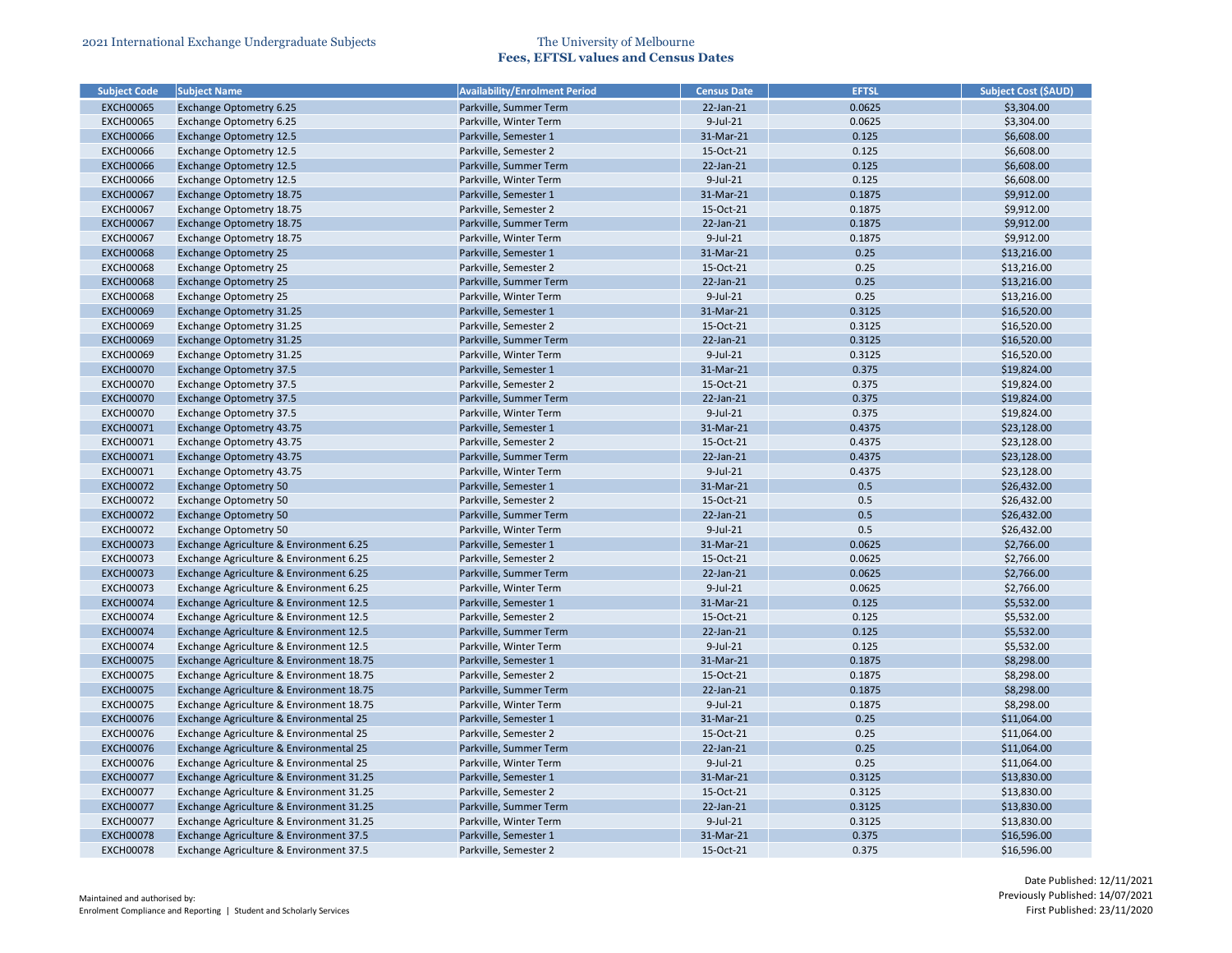2021 International Exchange Undergraduate Subjects

The University of Melbourne
**Fees, EFTSL values and Census Dates**

| Subject Code | Subject Name | Availability/Enrolment Period | Census Date | EFTSL | Subject Cost ($AUD) |
|---|---|---|---|---|---|
| EXCH00065 | Exchange Optometry 6.25 | Parkville, Summer Term | 22-Jan-21 | 0.0625 | $3,304.00 |
| EXCH00065 | Exchange Optometry 6.25 | Parkville, Winter Term | 9-Jul-21 | 0.0625 | $3,304.00 |
| EXCH00066 | Exchange Optometry 12.5 | Parkville, Semester 1 | 31-Mar-21 | 0.125 | $6,608.00 |
| EXCH00066 | Exchange Optometry 12.5 | Parkville, Semester 2 | 15-Oct-21 | 0.125 | $6,608.00 |
| EXCH00066 | Exchange Optometry 12.5 | Parkville, Summer Term | 22-Jan-21 | 0.125 | $6,608.00 |
| EXCH00066 | Exchange Optometry 12.5 | Parkville, Winter Term | 9-Jul-21 | 0.125 | $6,608.00 |
| EXCH00067 | Exchange Optometry 18.75 | Parkville, Semester 1 | 31-Mar-21 | 0.1875 | $9,912.00 |
| EXCH00067 | Exchange Optometry 18.75 | Parkville, Semester 2 | 15-Oct-21 | 0.1875 | $9,912.00 |
| EXCH00067 | Exchange Optometry 18.75 | Parkville, Summer Term | 22-Jan-21 | 0.1875 | $9,912.00 |
| EXCH00067 | Exchange Optometry 18.75 | Parkville, Winter Term | 9-Jul-21 | 0.1875 | $9,912.00 |
| EXCH00068 | Exchange Optometry 25 | Parkville, Semester 1 | 31-Mar-21 | 0.25 | $13,216.00 |
| EXCH00068 | Exchange Optometry 25 | Parkville, Semester 2 | 15-Oct-21 | 0.25 | $13,216.00 |
| EXCH00068 | Exchange Optometry 25 | Parkville, Summer Term | 22-Jan-21 | 0.25 | $13,216.00 |
| EXCH00068 | Exchange Optometry 25 | Parkville, Winter Term | 9-Jul-21 | 0.25 | $13,216.00 |
| EXCH00069 | Exchange Optometry 31.25 | Parkville, Semester 1 | 31-Mar-21 | 0.3125 | $16,520.00 |
| EXCH00069 | Exchange Optometry 31.25 | Parkville, Semester 2 | 15-Oct-21 | 0.3125 | $16,520.00 |
| EXCH00069 | Exchange Optometry 31.25 | Parkville, Summer Term | 22-Jan-21 | 0.3125 | $16,520.00 |
| EXCH00069 | Exchange Optometry 31.25 | Parkville, Winter Term | 9-Jul-21 | 0.3125 | $16,520.00 |
| EXCH00070 | Exchange Optometry 37.5 | Parkville, Semester 1 | 31-Mar-21 | 0.375 | $19,824.00 |
| EXCH00070 | Exchange Optometry 37.5 | Parkville, Semester 2 | 15-Oct-21 | 0.375 | $19,824.00 |
| EXCH00070 | Exchange Optometry 37.5 | Parkville, Summer Term | 22-Jan-21 | 0.375 | $19,824.00 |
| EXCH00070 | Exchange Optometry 37.5 | Parkville, Winter Term | 9-Jul-21 | 0.375 | $19,824.00 |
| EXCH00071 | Exchange Optometry 43.75 | Parkville, Semester 1 | 31-Mar-21 | 0.4375 | $23,128.00 |
| EXCH00071 | Exchange Optometry 43.75 | Parkville, Semester 2 | 15-Oct-21 | 0.4375 | $23,128.00 |
| EXCH00071 | Exchange Optometry 43.75 | Parkville, Summer Term | 22-Jan-21 | 0.4375 | $23,128.00 |
| EXCH00071 | Exchange Optometry 43.75 | Parkville, Winter Term | 9-Jul-21 | 0.4375 | $23,128.00 |
| EXCH00072 | Exchange Optometry 50 | Parkville, Semester 1 | 31-Mar-21 | 0.5 | $26,432.00 |
| EXCH00072 | Exchange Optometry 50 | Parkville, Semester 2 | 15-Oct-21 | 0.5 | $26,432.00 |
| EXCH00072 | Exchange Optometry 50 | Parkville, Summer Term | 22-Jan-21 | 0.5 | $26,432.00 |
| EXCH00072 | Exchange Optometry 50 | Parkville, Winter Term | 9-Jul-21 | 0.5 | $26,432.00 |
| EXCH00073 | Exchange Agriculture & Environment 6.25 | Parkville, Semester 1 | 31-Mar-21 | 0.0625 | $2,766.00 |
| EXCH00073 | Exchange Agriculture & Environment 6.25 | Parkville, Semester 2 | 15-Oct-21 | 0.0625 | $2,766.00 |
| EXCH00073 | Exchange Agriculture & Environment 6.25 | Parkville, Summer Term | 22-Jan-21 | 0.0625 | $2,766.00 |
| EXCH00073 | Exchange Agriculture & Environment 6.25 | Parkville, Winter Term | 9-Jul-21 | 0.0625 | $2,766.00 |
| EXCH00074 | Exchange Agriculture & Environment 12.5 | Parkville, Semester 1 | 31-Mar-21 | 0.125 | $5,532.00 |
| EXCH00074 | Exchange Agriculture & Environment 12.5 | Parkville, Semester 2 | 15-Oct-21 | 0.125 | $5,532.00 |
| EXCH00074 | Exchange Agriculture & Environment 12.5 | Parkville, Summer Term | 22-Jan-21 | 0.125 | $5,532.00 |
| EXCH00074 | Exchange Agriculture & Environment 12.5 | Parkville, Winter Term | 9-Jul-21 | 0.125 | $5,532.00 |
| EXCH00075 | Exchange Agriculture & Environment 18.75 | Parkville, Semester 1 | 31-Mar-21 | 0.1875 | $8,298.00 |
| EXCH00075 | Exchange Agriculture & Environment 18.75 | Parkville, Semester 2 | 15-Oct-21 | 0.1875 | $8,298.00 |
| EXCH00075 | Exchange Agriculture & Environment 18.75 | Parkville, Summer Term | 22-Jan-21 | 0.1875 | $8,298.00 |
| EXCH00075 | Exchange Agriculture & Environment 18.75 | Parkville, Winter Term | 9-Jul-21 | 0.1875 | $8,298.00 |
| EXCH00076 | Exchange Agriculture & Environmental 25 | Parkville, Semester 1 | 31-Mar-21 | 0.25 | $11,064.00 |
| EXCH00076 | Exchange Agriculture & Environmental 25 | Parkville, Semester 2 | 15-Oct-21 | 0.25 | $11,064.00 |
| EXCH00076 | Exchange Agriculture & Environmental 25 | Parkville, Summer Term | 22-Jan-21 | 0.25 | $11,064.00 |
| EXCH00076 | Exchange Agriculture & Environmental 25 | Parkville, Winter Term | 9-Jul-21 | 0.25 | $11,064.00 |
| EXCH00077 | Exchange Agriculture & Environment 31.25 | Parkville, Semester 1 | 31-Mar-21 | 0.3125 | $13,830.00 |
| EXCH00077 | Exchange Agriculture & Environment 31.25 | Parkville, Semester 2 | 15-Oct-21 | 0.3125 | $13,830.00 |
| EXCH00077 | Exchange Agriculture & Environment 31.25 | Parkville, Summer Term | 22-Jan-21 | 0.3125 | $13,830.00 |
| EXCH00077 | Exchange Agriculture & Environment 31.25 | Parkville, Winter Term | 9-Jul-21 | 0.3125 | $13,830.00 |
| EXCH00078 | Exchange Agriculture & Environment 37.5 | Parkville, Semester 1 | 31-Mar-21 | 0.375 | $16,596.00 |
| EXCH00078 | Exchange Agriculture & Environment 37.5 | Parkville, Semester 2 | 15-Oct-21 | 0.375 | $16,596.00 |

Maintained and authorised by:
Enrolment Compliance and Reporting | Student and Scholarly Services

Date Published: 12/11/2021
Previously Published: 14/07/2021
First Published: 23/11/2020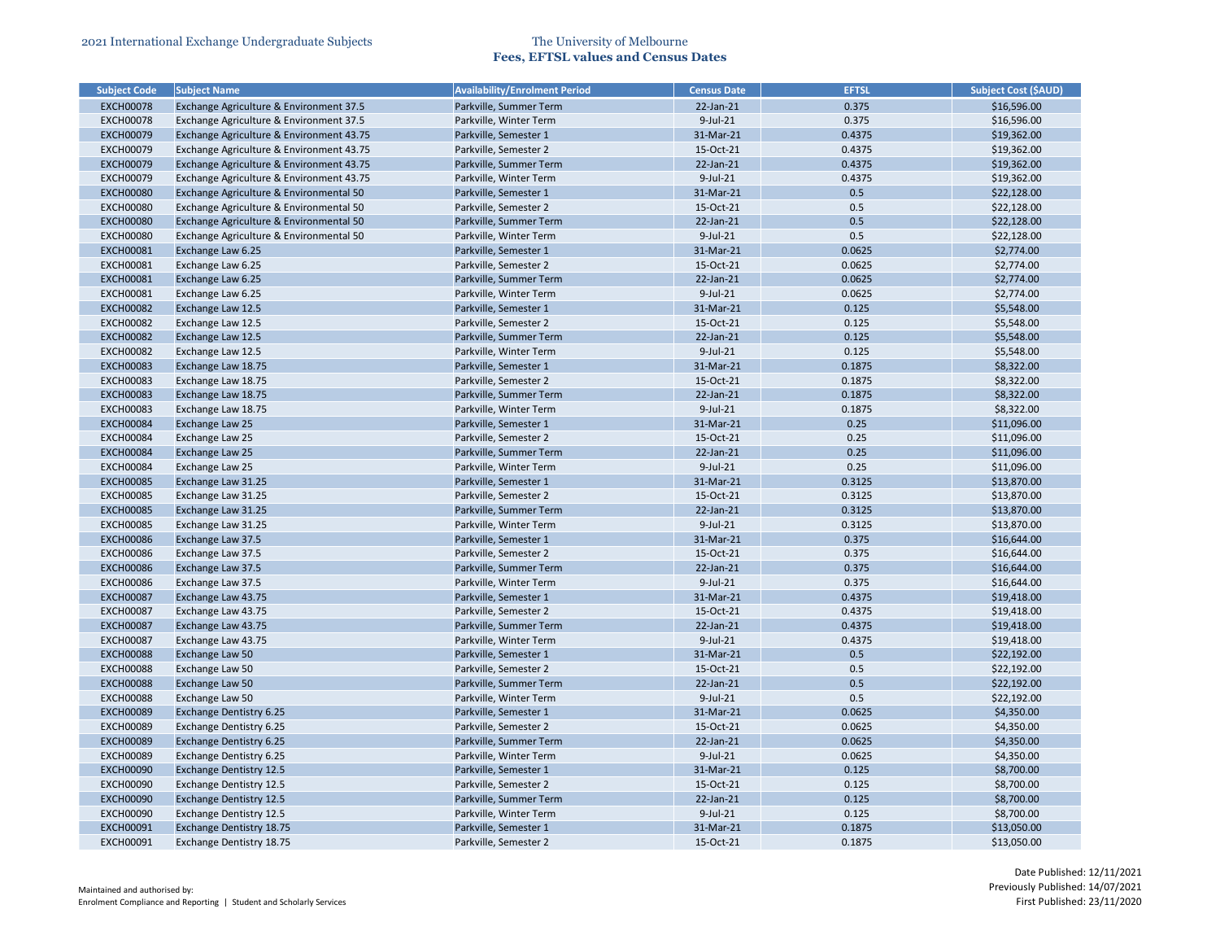| Subject Code | Subject Name | Availability/Enrolment Period | Census Date | EFTSL | Subject Cost ($AUD) |
|---|---|---|---|---|---|
| EXCH00078 | Exchange Agriculture & Environment 37.5 | Parkville, Summer Term | 22-Jan-21 | 0.375 | $16,596.00 |
| EXCH00078 | Exchange Agriculture & Environment 37.5 | Parkville, Winter Term | 9-Jul-21 | 0.375 | $16,596.00 |
| EXCH00079 | Exchange Agriculture & Environment 43.75 | Parkville, Semester 1 | 31-Mar-21 | 0.4375 | $19,362.00 |
| EXCH00079 | Exchange Agriculture & Environment 43.75 | Parkville, Semester 2 | 15-Oct-21 | 0.4375 | $19,362.00 |
| EXCH00079 | Exchange Agriculture & Environment 43.75 | Parkville, Summer Term | 22-Jan-21 | 0.4375 | $19,362.00 |
| EXCH00079 | Exchange Agriculture & Environment 43.75 | Parkville, Winter Term | 9-Jul-21 | 0.4375 | $19,362.00 |
| EXCH00080 | Exchange Agriculture & Environmental 50 | Parkville, Semester 1 | 31-Mar-21 | 0.5 | $22,128.00 |
| EXCH00080 | Exchange Agriculture & Environmental 50 | Parkville, Semester 2 | 15-Oct-21 | 0.5 | $22,128.00 |
| EXCH00080 | Exchange Agriculture & Environmental 50 | Parkville, Summer Term | 22-Jan-21 | 0.5 | $22,128.00 |
| EXCH00080 | Exchange Agriculture & Environmental 50 | Parkville, Winter Term | 9-Jul-21 | 0.5 | $22,128.00 |
| EXCH00081 | Exchange Law 6.25 | Parkville, Semester 1 | 31-Mar-21 | 0.0625 | $2,774.00 |
| EXCH00081 | Exchange Law 6.25 | Parkville, Semester 2 | 15-Oct-21 | 0.0625 | $2,774.00 |
| EXCH00081 | Exchange Law 6.25 | Parkville, Summer Term | 22-Jan-21 | 0.0625 | $2,774.00 |
| EXCH00081 | Exchange Law 6.25 | Parkville, Winter Term | 9-Jul-21 | 0.0625 | $2,774.00 |
| EXCH00082 | Exchange Law 12.5 | Parkville, Semester 1 | 31-Mar-21 | 0.125 | $5,548.00 |
| EXCH00082 | Exchange Law 12.5 | Parkville, Semester 2 | 15-Oct-21 | 0.125 | $5,548.00 |
| EXCH00082 | Exchange Law 12.5 | Parkville, Summer Term | 22-Jan-21 | 0.125 | $5,548.00 |
| EXCH00082 | Exchange Law 12.5 | Parkville, Winter Term | 9-Jul-21 | 0.125 | $5,548.00 |
| EXCH00083 | Exchange Law 18.75 | Parkville, Semester 1 | 31-Mar-21 | 0.1875 | $8,322.00 |
| EXCH00083 | Exchange Law 18.75 | Parkville, Semester 2 | 15-Oct-21 | 0.1875 | $8,322.00 |
| EXCH00083 | Exchange Law 18.75 | Parkville, Summer Term | 22-Jan-21 | 0.1875 | $8,322.00 |
| EXCH00083 | Exchange Law 18.75 | Parkville, Winter Term | 9-Jul-21 | 0.1875 | $8,322.00 |
| EXCH00084 | Exchange Law 25 | Parkville, Semester 1 | 31-Mar-21 | 0.25 | $11,096.00 |
| EXCH00084 | Exchange Law 25 | Parkville, Semester 2 | 15-Oct-21 | 0.25 | $11,096.00 |
| EXCH00084 | Exchange Law 25 | Parkville, Summer Term | 22-Jan-21 | 0.25 | $11,096.00 |
| EXCH00084 | Exchange Law 25 | Parkville, Winter Term | 9-Jul-21 | 0.25 | $11,096.00 |
| EXCH00085 | Exchange Law 31.25 | Parkville, Semester 1 | 31-Mar-21 | 0.3125 | $13,870.00 |
| EXCH00085 | Exchange Law 31.25 | Parkville, Semester 2 | 15-Oct-21 | 0.3125 | $13,870.00 |
| EXCH00085 | Exchange Law 31.25 | Parkville, Summer Term | 22-Jan-21 | 0.3125 | $13,870.00 |
| EXCH00085 | Exchange Law 31.25 | Parkville, Winter Term | 9-Jul-21 | 0.3125 | $13,870.00 |
| EXCH00086 | Exchange Law 37.5 | Parkville, Semester 1 | 31-Mar-21 | 0.375 | $16,644.00 |
| EXCH00086 | Exchange Law 37.5 | Parkville, Semester 2 | 15-Oct-21 | 0.375 | $16,644.00 |
| EXCH00086 | Exchange Law 37.5 | Parkville, Summer Term | 22-Jan-21 | 0.375 | $16,644.00 |
| EXCH00086 | Exchange Law 37.5 | Parkville, Winter Term | 9-Jul-21 | 0.375 | $16,644.00 |
| EXCH00087 | Exchange Law 43.75 | Parkville, Semester 1 | 31-Mar-21 | 0.4375 | $19,418.00 |
| EXCH00087 | Exchange Law 43.75 | Parkville, Semester 2 | 15-Oct-21 | 0.4375 | $19,418.00 |
| EXCH00087 | Exchange Law 43.75 | Parkville, Summer Term | 22-Jan-21 | 0.4375 | $19,418.00 |
| EXCH00087 | Exchange Law 43.75 | Parkville, Winter Term | 9-Jul-21 | 0.4375 | $19,418.00 |
| EXCH00088 | Exchange Law 50 | Parkville, Semester 1 | 31-Mar-21 | 0.5 | $22,192.00 |
| EXCH00088 | Exchange Law 50 | Parkville, Semester 2 | 15-Oct-21 | 0.5 | $22,192.00 |
| EXCH00088 | Exchange Law 50 | Parkville, Summer Term | 22-Jan-21 | 0.5 | $22,192.00 |
| EXCH00088 | Exchange Law 50 | Parkville, Winter Term | 9-Jul-21 | 0.5 | $22,192.00 |
| EXCH00089 | Exchange Dentistry 6.25 | Parkville, Semester 1 | 31-Mar-21 | 0.0625 | $4,350.00 |
| EXCH00089 | Exchange Dentistry 6.25 | Parkville, Semester 2 | 15-Oct-21 | 0.0625 | $4,350.00 |
| EXCH00089 | Exchange Dentistry 6.25 | Parkville, Summer Term | 22-Jan-21 | 0.0625 | $4,350.00 |
| EXCH00089 | Exchange Dentistry 6.25 | Parkville, Winter Term | 9-Jul-21 | 0.0625 | $4,350.00 |
| EXCH00090 | Exchange Dentistry 12.5 | Parkville, Semester 1 | 31-Mar-21 | 0.125 | $8,700.00 |
| EXCH00090 | Exchange Dentistry 12.5 | Parkville, Semester 2 | 15-Oct-21 | 0.125 | $8,700.00 |
| EXCH00090 | Exchange Dentistry 12.5 | Parkville, Summer Term | 22-Jan-21 | 0.125 | $8,700.00 |
| EXCH00090 | Exchange Dentistry 12.5 | Parkville, Winter Term | 9-Jul-21 | 0.125 | $8,700.00 |
| EXCH00091 | Exchange Dentistry 18.75 | Parkville, Semester 1 | 31-Mar-21 | 0.1875 | $13,050.00 |
| EXCH00091 | Exchange Dentistry 18.75 | Parkville, Semester 2 | 15-Oct-21 | 0.1875 | $13,050.00 |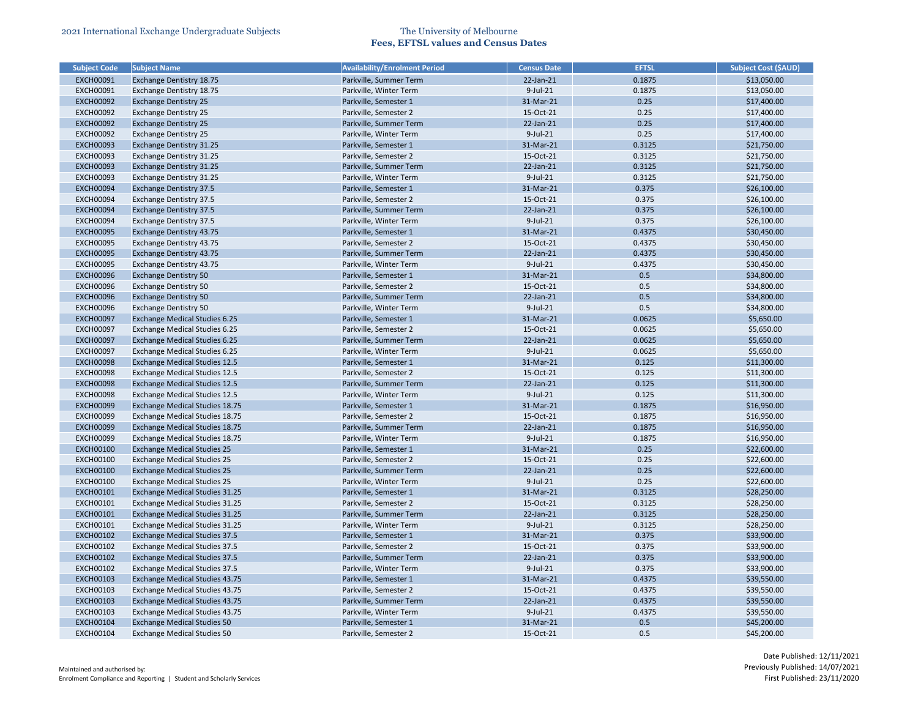| Subject Code | Subject Name | Availability/Enrolment Period | Census Date | EFTSL | Subject Cost ($AUD) |
|---|---|---|---|---|---|
| EXCH00091 | Exchange Dentistry 18.75 | Parkville, Summer Term | 22-Jan-21 | 0.1875 | $13,050.00 |
| EXCH00091 | Exchange Dentistry 18.75 | Parkville, Winter Term | 9-Jul-21 | 0.1875 | $13,050.00 |
| EXCH00092 | Exchange Dentistry 25 | Parkville, Semester 1 | 31-Mar-21 | 0.25 | $17,400.00 |
| EXCH00092 | Exchange Dentistry 25 | Parkville, Semester 2 | 15-Oct-21 | 0.25 | $17,400.00 |
| EXCH00092 | Exchange Dentistry 25 | Parkville, Summer Term | 22-Jan-21 | 0.25 | $17,400.00 |
| EXCH00092 | Exchange Dentistry 25 | Parkville, Winter Term | 9-Jul-21 | 0.25 | $17,400.00 |
| EXCH00093 | Exchange Dentistry 31.25 | Parkville, Semester 1 | 31-Mar-21 | 0.3125 | $21,750.00 |
| EXCH00093 | Exchange Dentistry 31.25 | Parkville, Semester 2 | 15-Oct-21 | 0.3125 | $21,750.00 |
| EXCH00093 | Exchange Dentistry 31.25 | Parkville, Summer Term | 22-Jan-21 | 0.3125 | $21,750.00 |
| EXCH00093 | Exchange Dentistry 31.25 | Parkville, Winter Term | 9-Jul-21 | 0.3125 | $21,750.00 |
| EXCH00094 | Exchange Dentistry 37.5 | Parkville, Semester 1 | 31-Mar-21 | 0.375 | $26,100.00 |
| EXCH00094 | Exchange Dentistry 37.5 | Parkville, Semester 2 | 15-Oct-21 | 0.375 | $26,100.00 |
| EXCH00094 | Exchange Dentistry 37.5 | Parkville, Summer Term | 22-Jan-21 | 0.375 | $26,100.00 |
| EXCH00094 | Exchange Dentistry 37.5 | Parkville, Winter Term | 9-Jul-21 | 0.375 | $26,100.00 |
| EXCH00095 | Exchange Dentistry 43.75 | Parkville, Semester 1 | 31-Mar-21 | 0.4375 | $30,450.00 |
| EXCH00095 | Exchange Dentistry 43.75 | Parkville, Semester 2 | 15-Oct-21 | 0.4375 | $30,450.00 |
| EXCH00095 | Exchange Dentistry 43.75 | Parkville, Summer Term | 22-Jan-21 | 0.4375 | $30,450.00 |
| EXCH00095 | Exchange Dentistry 43.75 | Parkville, Winter Term | 9-Jul-21 | 0.4375 | $30,450.00 |
| EXCH00096 | Exchange Dentistry 50 | Parkville, Semester 1 | 31-Mar-21 | 0.5 | $34,800.00 |
| EXCH00096 | Exchange Dentistry 50 | Parkville, Semester 2 | 15-Oct-21 | 0.5 | $34,800.00 |
| EXCH00096 | Exchange Dentistry 50 | Parkville, Summer Term | 22-Jan-21 | 0.5 | $34,800.00 |
| EXCH00096 | Exchange Dentistry 50 | Parkville, Winter Term | 9-Jul-21 | 0.5 | $34,800.00 |
| EXCH00097 | Exchange Medical Studies 6.25 | Parkville, Semester 1 | 31-Mar-21 | 0.0625 | $5,650.00 |
| EXCH00097 | Exchange Medical Studies 6.25 | Parkville, Semester 2 | 15-Oct-21 | 0.0625 | $5,650.00 |
| EXCH00097 | Exchange Medical Studies 6.25 | Parkville, Summer Term | 22-Jan-21 | 0.0625 | $5,650.00 |
| EXCH00097 | Exchange Medical Studies 6.25 | Parkville, Winter Term | 9-Jul-21 | 0.0625 | $5,650.00 |
| EXCH00098 | Exchange Medical Studies 12.5 | Parkville, Semester 1 | 31-Mar-21 | 0.125 | $11,300.00 |
| EXCH00098 | Exchange Medical Studies 12.5 | Parkville, Semester 2 | 15-Oct-21 | 0.125 | $11,300.00 |
| EXCH00098 | Exchange Medical Studies 12.5 | Parkville, Summer Term | 22-Jan-21 | 0.125 | $11,300.00 |
| EXCH00098 | Exchange Medical Studies 12.5 | Parkville, Winter Term | 9-Jul-21 | 0.125 | $11,300.00 |
| EXCH00099 | Exchange Medical Studies 18.75 | Parkville, Semester 1 | 31-Mar-21 | 0.1875 | $16,950.00 |
| EXCH00099 | Exchange Medical Studies 18.75 | Parkville, Semester 2 | 15-Oct-21 | 0.1875 | $16,950.00 |
| EXCH00099 | Exchange Medical Studies 18.75 | Parkville, Summer Term | 22-Jan-21 | 0.1875 | $16,950.00 |
| EXCH00099 | Exchange Medical Studies 18.75 | Parkville, Winter Term | 9-Jul-21 | 0.1875 | $16,950.00 |
| EXCH00100 | Exchange Medical Studies 25 | Parkville, Semester 1 | 31-Mar-21 | 0.25 | $22,600.00 |
| EXCH00100 | Exchange Medical Studies 25 | Parkville, Semester 2 | 15-Oct-21 | 0.25 | $22,600.00 |
| EXCH00100 | Exchange Medical Studies 25 | Parkville, Summer Term | 22-Jan-21 | 0.25 | $22,600.00 |
| EXCH00100 | Exchange Medical Studies 25 | Parkville, Winter Term | 9-Jul-21 | 0.25 | $22,600.00 |
| EXCH00101 | Exchange Medical Studies 31.25 | Parkville, Semester 1 | 31-Mar-21 | 0.3125 | $28,250.00 |
| EXCH00101 | Exchange Medical Studies 31.25 | Parkville, Semester 2 | 15-Oct-21 | 0.3125 | $28,250.00 |
| EXCH00101 | Exchange Medical Studies 31.25 | Parkville, Summer Term | 22-Jan-21 | 0.3125 | $28,250.00 |
| EXCH00101 | Exchange Medical Studies 31.25 | Parkville, Winter Term | 9-Jul-21 | 0.3125 | $28,250.00 |
| EXCH00102 | Exchange Medical Studies 37.5 | Parkville, Semester 1 | 31-Mar-21 | 0.375 | $33,900.00 |
| EXCH00102 | Exchange Medical Studies 37.5 | Parkville, Semester 2 | 15-Oct-21 | 0.375 | $33,900.00 |
| EXCH00102 | Exchange Medical Studies 37.5 | Parkville, Summer Term | 22-Jan-21 | 0.375 | $33,900.00 |
| EXCH00102 | Exchange Medical Studies 37.5 | Parkville, Winter Term | 9-Jul-21 | 0.375 | $33,900.00 |
| EXCH00103 | Exchange Medical Studies 43.75 | Parkville, Semester 1 | 31-Mar-21 | 0.4375 | $39,550.00 |
| EXCH00103 | Exchange Medical Studies 43.75 | Parkville, Semester 2 | 15-Oct-21 | 0.4375 | $39,550.00 |
| EXCH00103 | Exchange Medical Studies 43.75 | Parkville, Summer Term | 22-Jan-21 | 0.4375 | $39,550.00 |
| EXCH00103 | Exchange Medical Studies 43.75 | Parkville, Winter Term | 9-Jul-21 | 0.4375 | $39,550.00 |
| EXCH00104 | Exchange Medical Studies 50 | Parkville, Semester 1 | 31-Mar-21 | 0.5 | $45,200.00 |
| EXCH00104 | Exchange Medical Studies 50 | Parkville, Semester 2 | 15-Oct-21 | 0.5 | $45,200.00 |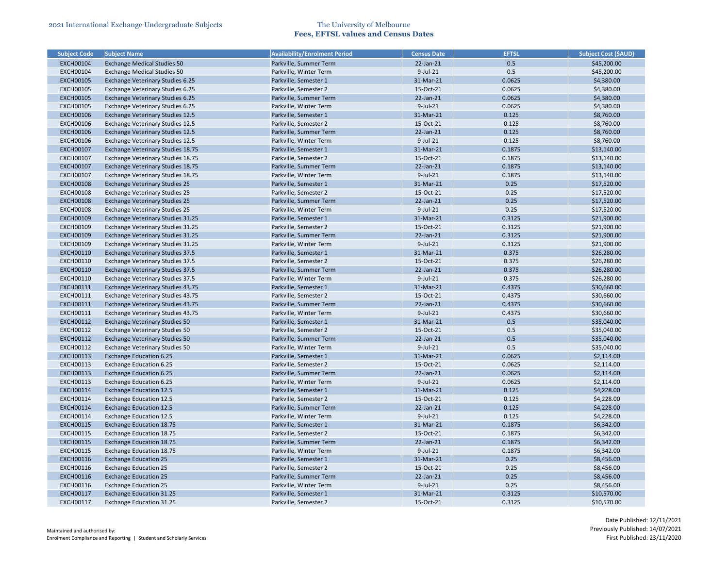| Subject Code | Subject Name | Availability/Enrolment Period | Census Date | EFTSL | Subject Cost ($AUD) |
|---|---|---|---|---|---|
| EXCH00104 | Exchange Medical Studies 50 | Parkville, Summer Term | 22-Jan-21 | 0.5 | $45,200.00 |
| EXCH00104 | Exchange Medical Studies 50 | Parkville, Winter Term | 9-Jul-21 | 0.5 | $45,200.00 |
| EXCH00105 | Exchange Veterinary Studies 6.25 | Parkville, Semester 1 | 31-Mar-21 | 0.0625 | $4,380.00 |
| EXCH00105 | Exchange Veterinary Studies 6.25 | Parkville, Semester 2 | 15-Oct-21 | 0.0625 | $4,380.00 |
| EXCH00105 | Exchange Veterinary Studies 6.25 | Parkville, Summer Term | 22-Jan-21 | 0.0625 | $4,380.00 |
| EXCH00105 | Exchange Veterinary Studies 6.25 | Parkville, Winter Term | 9-Jul-21 | 0.0625 | $4,380.00 |
| EXCH00106 | Exchange Veterinary Studies 12.5 | Parkville, Semester 1 | 31-Mar-21 | 0.125 | $8,760.00 |
| EXCH00106 | Exchange Veterinary Studies 12.5 | Parkville, Semester 2 | 15-Oct-21 | 0.125 | $8,760.00 |
| EXCH00106 | Exchange Veterinary Studies 12.5 | Parkville, Summer Term | 22-Jan-21 | 0.125 | $8,760.00 |
| EXCH00106 | Exchange Veterinary Studies 12.5 | Parkville, Winter Term | 9-Jul-21 | 0.125 | $8,760.00 |
| EXCH00107 | Exchange Veterinary Studies 18.75 | Parkville, Semester 1 | 31-Mar-21 | 0.1875 | $13,140.00 |
| EXCH00107 | Exchange Veterinary Studies 18.75 | Parkville, Semester 2 | 15-Oct-21 | 0.1875 | $13,140.00 |
| EXCH00107 | Exchange Veterinary Studies 18.75 | Parkville, Summer Term | 22-Jan-21 | 0.1875 | $13,140.00 |
| EXCH00107 | Exchange Veterinary Studies 18.75 | Parkville, Winter Term | 9-Jul-21 | 0.1875 | $13,140.00 |
| EXCH00108 | Exchange Veterinary Studies 25 | Parkville, Semester 1 | 31-Mar-21 | 0.25 | $17,520.00 |
| EXCH00108 | Exchange Veterinary Studies 25 | Parkville, Semester 2 | 15-Oct-21 | 0.25 | $17,520.00 |
| EXCH00108 | Exchange Veterinary Studies 25 | Parkville, Summer Term | 22-Jan-21 | 0.25 | $17,520.00 |
| EXCH00108 | Exchange Veterinary Studies 25 | Parkville, Winter Term | 9-Jul-21 | 0.25 | $17,520.00 |
| EXCH00109 | Exchange Veterinary Studies 31.25 | Parkville, Semester 1 | 31-Mar-21 | 0.3125 | $21,900.00 |
| EXCH00109 | Exchange Veterinary Studies 31.25 | Parkville, Semester 2 | 15-Oct-21 | 0.3125 | $21,900.00 |
| EXCH00109 | Exchange Veterinary Studies 31.25 | Parkville, Summer Term | 22-Jan-21 | 0.3125 | $21,900.00 |
| EXCH00109 | Exchange Veterinary Studies 31.25 | Parkville, Winter Term | 9-Jul-21 | 0.3125 | $21,900.00 |
| EXCH00110 | Exchange Veterinary Studies 37.5 | Parkville, Semester 1 | 31-Mar-21 | 0.375 | $26,280.00 |
| EXCH00110 | Exchange Veterinary Studies 37.5 | Parkville, Semester 2 | 15-Oct-21 | 0.375 | $26,280.00 |
| EXCH00110 | Exchange Veterinary Studies 37.5 | Parkville, Summer Term | 22-Jan-21 | 0.375 | $26,280.00 |
| EXCH00110 | Exchange Veterinary Studies 37.5 | Parkville, Winter Term | 9-Jul-21 | 0.375 | $26,280.00 |
| EXCH00111 | Exchange Veterinary Studies 43.75 | Parkville, Semester 1 | 31-Mar-21 | 0.4375 | $30,660.00 |
| EXCH00111 | Exchange Veterinary Studies 43.75 | Parkville, Semester 2 | 15-Oct-21 | 0.4375 | $30,660.00 |
| EXCH00111 | Exchange Veterinary Studies 43.75 | Parkville, Summer Term | 22-Jan-21 | 0.4375 | $30,660.00 |
| EXCH00111 | Exchange Veterinary Studies 43.75 | Parkville, Winter Term | 9-Jul-21 | 0.4375 | $30,660.00 |
| EXCH00112 | Exchange Veterinary Studies 50 | Parkville, Semester 1 | 31-Mar-21 | 0.5 | $35,040.00 |
| EXCH00112 | Exchange Veterinary Studies 50 | Parkville, Semester 2 | 15-Oct-21 | 0.5 | $35,040.00 |
| EXCH00112 | Exchange Veterinary Studies 50 | Parkville, Summer Term | 22-Jan-21 | 0.5 | $35,040.00 |
| EXCH00112 | Exchange Veterinary Studies 50 | Parkville, Winter Term | 9-Jul-21 | 0.5 | $35,040.00 |
| EXCH00113 | Exchange Education 6.25 | Parkville, Semester 1 | 31-Mar-21 | 0.0625 | $2,114.00 |
| EXCH00113 | Exchange Education 6.25 | Parkville, Semester 2 | 15-Oct-21 | 0.0625 | $2,114.00 |
| EXCH00113 | Exchange Education 6.25 | Parkville, Summer Term | 22-Jan-21 | 0.0625 | $2,114.00 |
| EXCH00113 | Exchange Education 6.25 | Parkville, Winter Term | 9-Jul-21 | 0.0625 | $2,114.00 |
| EXCH00114 | Exchange Education 12.5 | Parkville, Semester 1 | 31-Mar-21 | 0.125 | $4,228.00 |
| EXCH00114 | Exchange Education 12.5 | Parkville, Semester 2 | 15-Oct-21 | 0.125 | $4,228.00 |
| EXCH00114 | Exchange Education 12.5 | Parkville, Summer Term | 22-Jan-21 | 0.125 | $4,228.00 |
| EXCH00114 | Exchange Education 12.5 | Parkville, Winter Term | 9-Jul-21 | 0.125 | $4,228.00 |
| EXCH00115 | Exchange Education 18.75 | Parkville, Semester 1 | 31-Mar-21 | 0.1875 | $6,342.00 |
| EXCH00115 | Exchange Education 18.75 | Parkville, Semester 2 | 15-Oct-21 | 0.1875 | $6,342.00 |
| EXCH00115 | Exchange Education 18.75 | Parkville, Summer Term | 22-Jan-21 | 0.1875 | $6,342.00 |
| EXCH00115 | Exchange Education 18.75 | Parkville, Winter Term | 9-Jul-21 | 0.1875 | $6,342.00 |
| EXCH00116 | Exchange Education 25 | Parkville, Semester 1 | 31-Mar-21 | 0.25 | $8,456.00 |
| EXCH00116 | Exchange Education 25 | Parkville, Semester 2 | 15-Oct-21 | 0.25 | $8,456.00 |
| EXCH00116 | Exchange Education 25 | Parkville, Summer Term | 22-Jan-21 | 0.25 | $8,456.00 |
| EXCH00116 | Exchange Education 25 | Parkville, Winter Term | 9-Jul-21 | 0.25 | $8,456.00 |
| EXCH00117 | Exchange Education 31.25 | Parkville, Semester 1 | 31-Mar-21 | 0.3125 | $10,570.00 |
| EXCH00117 | Exchange Education 31.25 | Parkville, Semester 2 | 15-Oct-21 | 0.3125 | $10,570.00 |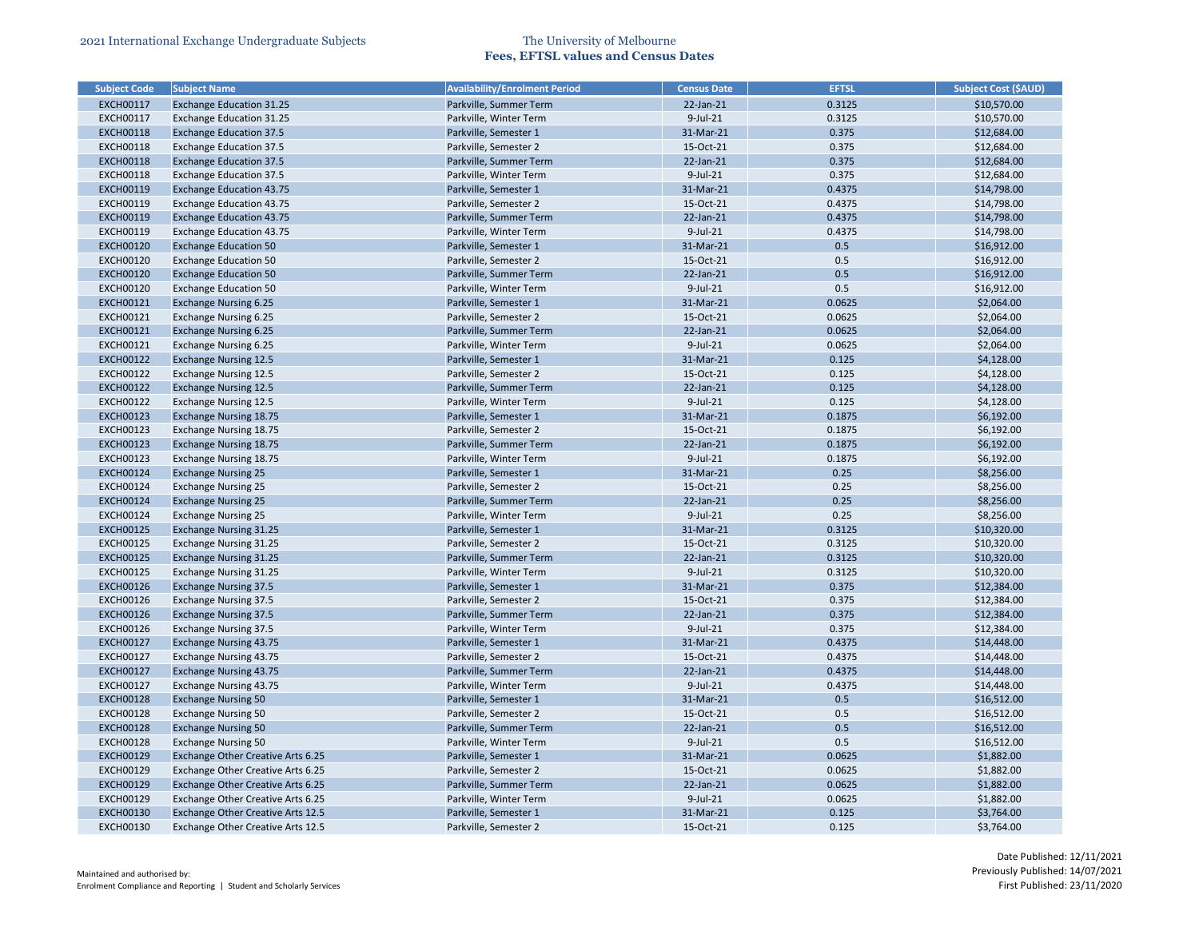| Subject Code | Subject Name | Availability/Enrolment Period | Census Date | EFTSL | Subject Cost ($AUD) |
|---|---|---|---|---|---|
| EXCH00117 | Exchange Education 31.25 | Parkville, Summer Term | 22-Jan-21 | 0.3125 | $10,570.00 |
| EXCH00117 | Exchange Education 31.25 | Parkville, Winter Term | 9-Jul-21 | 0.3125 | $10,570.00 |
| EXCH00118 | Exchange Education 37.5 | Parkville, Semester 1 | 31-Mar-21 | 0.375 | $12,684.00 |
| EXCH00118 | Exchange Education 37.5 | Parkville, Semester 2 | 15-Oct-21 | 0.375 | $12,684.00 |
| EXCH00118 | Exchange Education 37.5 | Parkville, Summer Term | 22-Jan-21 | 0.375 | $12,684.00 |
| EXCH00118 | Exchange Education 37.5 | Parkville, Winter Term | 9-Jul-21 | 0.375 | $12,684.00 |
| EXCH00119 | Exchange Education 43.75 | Parkville, Semester 1 | 31-Mar-21 | 0.4375 | $14,798.00 |
| EXCH00119 | Exchange Education 43.75 | Parkville, Semester 2 | 15-Oct-21 | 0.4375 | $14,798.00 |
| EXCH00119 | Exchange Education 43.75 | Parkville, Summer Term | 22-Jan-21 | 0.4375 | $14,798.00 |
| EXCH00119 | Exchange Education 43.75 | Parkville, Winter Term | 9-Jul-21 | 0.4375 | $14,798.00 |
| EXCH00120 | Exchange Education 50 | Parkville, Semester 1 | 31-Mar-21 | 0.5 | $16,912.00 |
| EXCH00120 | Exchange Education 50 | Parkville, Semester 2 | 15-Oct-21 | 0.5 | $16,912.00 |
| EXCH00120 | Exchange Education 50 | Parkville, Summer Term | 22-Jan-21 | 0.5 | $16,912.00 |
| EXCH00120 | Exchange Education 50 | Parkville, Winter Term | 9-Jul-21 | 0.5 | $16,912.00 |
| EXCH00121 | Exchange Nursing 6.25 | Parkville, Semester 1 | 31-Mar-21 | 0.0625 | $2,064.00 |
| EXCH00121 | Exchange Nursing 6.25 | Parkville, Semester 2 | 15-Oct-21 | 0.0625 | $2,064.00 |
| EXCH00121 | Exchange Nursing 6.25 | Parkville, Summer Term | 22-Jan-21 | 0.0625 | $2,064.00 |
| EXCH00121 | Exchange Nursing 6.25 | Parkville, Winter Term | 9-Jul-21 | 0.0625 | $2,064.00 |
| EXCH00122 | Exchange Nursing 12.5 | Parkville, Semester 1 | 31-Mar-21 | 0.125 | $4,128.00 |
| EXCH00122 | Exchange Nursing 12.5 | Parkville, Semester 2 | 15-Oct-21 | 0.125 | $4,128.00 |
| EXCH00122 | Exchange Nursing 12.5 | Parkville, Summer Term | 22-Jan-21 | 0.125 | $4,128.00 |
| EXCH00122 | Exchange Nursing 12.5 | Parkville, Winter Term | 9-Jul-21 | 0.125 | $4,128.00 |
| EXCH00123 | Exchange Nursing 18.75 | Parkville, Semester 1 | 31-Mar-21 | 0.1875 | $6,192.00 |
| EXCH00123 | Exchange Nursing 18.75 | Parkville, Semester 2 | 15-Oct-21 | 0.1875 | $6,192.00 |
| EXCH00123 | Exchange Nursing 18.75 | Parkville, Summer Term | 22-Jan-21 | 0.1875 | $6,192.00 |
| EXCH00123 | Exchange Nursing 18.75 | Parkville, Winter Term | 9-Jul-21 | 0.1875 | $6,192.00 |
| EXCH00124 | Exchange Nursing 25 | Parkville, Semester 1 | 31-Mar-21 | 0.25 | $8,256.00 |
| EXCH00124 | Exchange Nursing 25 | Parkville, Semester 2 | 15-Oct-21 | 0.25 | $8,256.00 |
| EXCH00124 | Exchange Nursing 25 | Parkville, Summer Term | 22-Jan-21 | 0.25 | $8,256.00 |
| EXCH00124 | Exchange Nursing 25 | Parkville, Winter Term | 9-Jul-21 | 0.25 | $8,256.00 |
| EXCH00125 | Exchange Nursing 31.25 | Parkville, Semester 1 | 31-Mar-21 | 0.3125 | $10,320.00 |
| EXCH00125 | Exchange Nursing 31.25 | Parkville, Semester 2 | 15-Oct-21 | 0.3125 | $10,320.00 |
| EXCH00125 | Exchange Nursing 31.25 | Parkville, Summer Term | 22-Jan-21 | 0.3125 | $10,320.00 |
| EXCH00125 | Exchange Nursing 31.25 | Parkville, Winter Term | 9-Jul-21 | 0.3125 | $10,320.00 |
| EXCH00126 | Exchange Nursing 37.5 | Parkville, Semester 1 | 31-Mar-21 | 0.375 | $12,384.00 |
| EXCH00126 | Exchange Nursing 37.5 | Parkville, Semester 2 | 15-Oct-21 | 0.375 | $12,384.00 |
| EXCH00126 | Exchange Nursing 37.5 | Parkville, Summer Term | 22-Jan-21 | 0.375 | $12,384.00 |
| EXCH00126 | Exchange Nursing 37.5 | Parkville, Winter Term | 9-Jul-21 | 0.375 | $12,384.00 |
| EXCH00127 | Exchange Nursing 43.75 | Parkville, Semester 1 | 31-Mar-21 | 0.4375 | $14,448.00 |
| EXCH00127 | Exchange Nursing 43.75 | Parkville, Semester 2 | 15-Oct-21 | 0.4375 | $14,448.00 |
| EXCH00127 | Exchange Nursing 43.75 | Parkville, Summer Term | 22-Jan-21 | 0.4375 | $14,448.00 |
| EXCH00127 | Exchange Nursing 43.75 | Parkville, Winter Term | 9-Jul-21 | 0.4375 | $14,448.00 |
| EXCH00128 | Exchange Nursing 50 | Parkville, Semester 1 | 31-Mar-21 | 0.5 | $16,512.00 |
| EXCH00128 | Exchange Nursing 50 | Parkville, Semester 2 | 15-Oct-21 | 0.5 | $16,512.00 |
| EXCH00128 | Exchange Nursing 50 | Parkville, Summer Term | 22-Jan-21 | 0.5 | $16,512.00 |
| EXCH00128 | Exchange Nursing 50 | Parkville, Winter Term | 9-Jul-21 | 0.5 | $16,512.00 |
| EXCH00129 | Exchange Other Creative Arts 6.25 | Parkville, Semester 1 | 31-Mar-21 | 0.0625 | $1,882.00 |
| EXCH00129 | Exchange Other Creative Arts 6.25 | Parkville, Semester 2 | 15-Oct-21 | 0.0625 | $1,882.00 |
| EXCH00129 | Exchange Other Creative Arts 6.25 | Parkville, Summer Term | 22-Jan-21 | 0.0625 | $1,882.00 |
| EXCH00129 | Exchange Other Creative Arts 6.25 | Parkville, Winter Term | 9-Jul-21 | 0.0625 | $1,882.00 |
| EXCH00130 | Exchange Other Creative Arts 12.5 | Parkville, Semester 1 | 31-Mar-21 | 0.125 | $3,764.00 |
| EXCH00130 | Exchange Other Creative Arts 12.5 | Parkville, Semester 2 | 15-Oct-21 | 0.125 | $3,764.00 |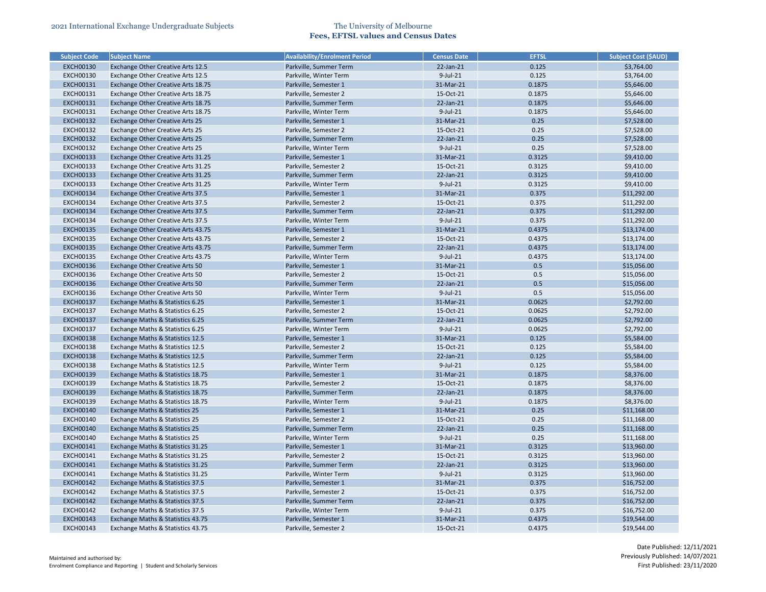2021 International Exchange Undergraduate Subjects

The University of Melbourne
**Fees, EFTSL values and Census Dates**

| Subject Code | Subject Name | Availability/Enrolment Period | Census Date | EFTSL | Subject Cost ($AUD) |
|---|---|---|---|---|---|
| EXCH00130 | Exchange Other Creative Arts 12.5 | Parkville, Summer Term | 22-Jan-21 | 0.125 | $3,764.00 |
| EXCH00130 | Exchange Other Creative Arts 12.5 | Parkville, Winter Term | 9-Jul-21 | 0.125 | $3,764.00 |
| EXCH00131 | Exchange Other Creative Arts 18.75 | Parkville, Semester 1 | 31-Mar-21 | 0.1875 | $5,646.00 |
| EXCH00131 | Exchange Other Creative Arts 18.75 | Parkville, Semester 2 | 15-Oct-21 | 0.1875 | $5,646.00 |
| EXCH00131 | Exchange Other Creative Arts 18.75 | Parkville, Summer Term | 22-Jan-21 | 0.1875 | $5,646.00 |
| EXCH00131 | Exchange Other Creative Arts 18.75 | Parkville, Winter Term | 9-Jul-21 | 0.1875 | $5,646.00 |
| EXCH00132 | Exchange Other Creative Arts 25 | Parkville, Semester 1 | 31-Mar-21 | 0.25 | $7,528.00 |
| EXCH00132 | Exchange Other Creative Arts 25 | Parkville, Semester 2 | 15-Oct-21 | 0.25 | $7,528.00 |
| EXCH00132 | Exchange Other Creative Arts 25 | Parkville, Summer Term | 22-Jan-21 | 0.25 | $7,528.00 |
| EXCH00132 | Exchange Other Creative Arts 25 | Parkville, Winter Term | 9-Jul-21 | 0.25 | $7,528.00 |
| EXCH00133 | Exchange Other Creative Arts 31.25 | Parkville, Semester 1 | 31-Mar-21 | 0.3125 | $9,410.00 |
| EXCH00133 | Exchange Other Creative Arts 31.25 | Parkville, Semester 2 | 15-Oct-21 | 0.3125 | $9,410.00 |
| EXCH00133 | Exchange Other Creative Arts 31.25 | Parkville, Summer Term | 22-Jan-21 | 0.3125 | $9,410.00 |
| EXCH00133 | Exchange Other Creative Arts 31.25 | Parkville, Winter Term | 9-Jul-21 | 0.3125 | $9,410.00 |
| EXCH00134 | Exchange Other Creative Arts 37.5 | Parkville, Semester 1 | 31-Mar-21 | 0.375 | $11,292.00 |
| EXCH00134 | Exchange Other Creative Arts 37.5 | Parkville, Semester 2 | 15-Oct-21 | 0.375 | $11,292.00 |
| EXCH00134 | Exchange Other Creative Arts 37.5 | Parkville, Summer Term | 22-Jan-21 | 0.375 | $11,292.00 |
| EXCH00134 | Exchange Other Creative Arts 37.5 | Parkville, Winter Term | 9-Jul-21 | 0.375 | $11,292.00 |
| EXCH00135 | Exchange Other Creative Arts 43.75 | Parkville, Semester 1 | 31-Mar-21 | 0.4375 | $13,174.00 |
| EXCH00135 | Exchange Other Creative Arts 43.75 | Parkville, Semester 2 | 15-Oct-21 | 0.4375 | $13,174.00 |
| EXCH00135 | Exchange Other Creative Arts 43.75 | Parkville, Summer Term | 22-Jan-21 | 0.4375 | $13,174.00 |
| EXCH00135 | Exchange Other Creative Arts 43.75 | Parkville, Winter Term | 9-Jul-21 | 0.4375 | $13,174.00 |
| EXCH00136 | Exchange Other Creative Arts 50 | Parkville, Semester 1 | 31-Mar-21 | 0.5 | $15,056.00 |
| EXCH00136 | Exchange Other Creative Arts 50 | Parkville, Semester 2 | 15-Oct-21 | 0.5 | $15,056.00 |
| EXCH00136 | Exchange Other Creative Arts 50 | Parkville, Summer Term | 22-Jan-21 | 0.5 | $15,056.00 |
| EXCH00136 | Exchange Other Creative Arts 50 | Parkville, Winter Term | 9-Jul-21 | 0.5 | $15,056.00 |
| EXCH00137 | Exchange Maths & Statistics 6.25 | Parkville, Semester 1 | 31-Mar-21 | 0.0625 | $2,792.00 |
| EXCH00137 | Exchange Maths & Statistics 6.25 | Parkville, Semester 2 | 15-Oct-21 | 0.0625 | $2,792.00 |
| EXCH00137 | Exchange Maths & Statistics 6.25 | Parkville, Summer Term | 22-Jan-21 | 0.0625 | $2,792.00 |
| EXCH00137 | Exchange Maths & Statistics 6.25 | Parkville, Winter Term | 9-Jul-21 | 0.0625 | $2,792.00 |
| EXCH00138 | Exchange Maths & Statistics 12.5 | Parkville, Semester 1 | 31-Mar-21 | 0.125 | $5,584.00 |
| EXCH00138 | Exchange Maths & Statistics 12.5 | Parkville, Semester 2 | 15-Oct-21 | 0.125 | $5,584.00 |
| EXCH00138 | Exchange Maths & Statistics 12.5 | Parkville, Summer Term | 22-Jan-21 | 0.125 | $5,584.00 |
| EXCH00138 | Exchange Maths & Statistics 12.5 | Parkville, Winter Term | 9-Jul-21 | 0.125 | $5,584.00 |
| EXCH00139 | Exchange Maths & Statistics 18.75 | Parkville, Semester 1 | 31-Mar-21 | 0.1875 | $8,376.00 |
| EXCH00139 | Exchange Maths & Statistics 18.75 | Parkville, Semester 2 | 15-Oct-21 | 0.1875 | $8,376.00 |
| EXCH00139 | Exchange Maths & Statistics 18.75 | Parkville, Summer Term | 22-Jan-21 | 0.1875 | $8,376.00 |
| EXCH00139 | Exchange Maths & Statistics 18.75 | Parkville, Winter Term | 9-Jul-21 | 0.1875 | $8,376.00 |
| EXCH00140 | Exchange Maths & Statistics 25 | Parkville, Semester 1 | 31-Mar-21 | 0.25 | $11,168.00 |
| EXCH00140 | Exchange Maths & Statistics 25 | Parkville, Semester 2 | 15-Oct-21 | 0.25 | $11,168.00 |
| EXCH00140 | Exchange Maths & Statistics 25 | Parkville, Summer Term | 22-Jan-21 | 0.25 | $11,168.00 |
| EXCH00140 | Exchange Maths & Statistics 25 | Parkville, Winter Term | 9-Jul-21 | 0.25 | $11,168.00 |
| EXCH00141 | Exchange Maths & Statistics 31.25 | Parkville, Semester 1 | 31-Mar-21 | 0.3125 | $13,960.00 |
| EXCH00141 | Exchange Maths & Statistics 31.25 | Parkville, Semester 2 | 15-Oct-21 | 0.3125 | $13,960.00 |
| EXCH00141 | Exchange Maths & Statistics 31.25 | Parkville, Summer Term | 22-Jan-21 | 0.3125 | $13,960.00 |
| EXCH00141 | Exchange Maths & Statistics 31.25 | Parkville, Winter Term | 9-Jul-21 | 0.3125 | $13,960.00 |
| EXCH00142 | Exchange Maths & Statistics 37.5 | Parkville, Semester 1 | 31-Mar-21 | 0.375 | $16,752.00 |
| EXCH00142 | Exchange Maths & Statistics 37.5 | Parkville, Semester 2 | 15-Oct-21 | 0.375 | $16,752.00 |
| EXCH00142 | Exchange Maths & Statistics 37.5 | Parkville, Summer Term | 22-Jan-21 | 0.375 | $16,752.00 |
| EXCH00142 | Exchange Maths & Statistics 37.5 | Parkville, Winter Term | 9-Jul-21 | 0.375 | $16,752.00 |
| EXCH00143 | Exchange Maths & Statistics 43.75 | Parkville, Semester 1 | 31-Mar-21 | 0.4375 | $19,544.00 |
| EXCH00143 | Exchange Maths & Statistics 43.75 | Parkville, Semester 2 | 15-Oct-21 | 0.4375 | $19,544.00 |

Maintained and authorised by:
Enrolment Compliance and Reporting | Student and Scholarly Services

Date Published: 12/11/2021
Previously Published: 14/07/2021
First Published: 23/11/2020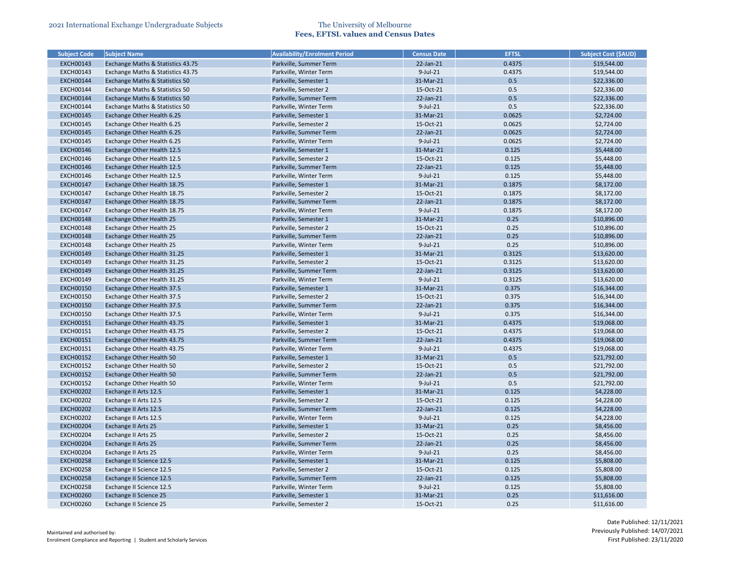| Subject Code | Subject Name | Availability/Enrolment Period | Census Date | EFTSL | Subject Cost ($AUD) |
|---|---|---|---|---|---|
| EXCH00143 | Exchange Maths & Statistics 43.75 | Parkville, Summer Term | 22-Jan-21 | 0.4375 | $19,544.00 |
| EXCH00143 | Exchange Maths & Statistics 43.75 | Parkville, Winter Term | 9-Jul-21 | 0.4375 | $19,544.00 |
| EXCH00144 | Exchange Maths & Statistics 50 | Parkville, Semester 1 | 31-Mar-21 | 0.5 | $22,336.00 |
| EXCH00144 | Exchange Maths & Statistics 50 | Parkville, Semester 2 | 15-Oct-21 | 0.5 | $22,336.00 |
| EXCH00144 | Exchange Maths & Statistics 50 | Parkville, Summer Term | 22-Jan-21 | 0.5 | $22,336.00 |
| EXCH00144 | Exchange Maths & Statistics 50 | Parkville, Winter Term | 9-Jul-21 | 0.5 | $22,336.00 |
| EXCH00145 | Exchange Other Health 6.25 | Parkville, Semester 1 | 31-Mar-21 | 0.0625 | $2,724.00 |
| EXCH00145 | Exchange Other Health 6.25 | Parkville, Semester 2 | 15-Oct-21 | 0.0625 | $2,724.00 |
| EXCH00145 | Exchange Other Health 6.25 | Parkville, Summer Term | 22-Jan-21 | 0.0625 | $2,724.00 |
| EXCH00145 | Exchange Other Health 6.25 | Parkville, Winter Term | 9-Jul-21 | 0.0625 | $2,724.00 |
| EXCH00146 | Exchange Other Health 12.5 | Parkville, Semester 1 | 31-Mar-21 | 0.125 | $5,448.00 |
| EXCH00146 | Exchange Other Health 12.5 | Parkville, Semester 2 | 15-Oct-21 | 0.125 | $5,448.00 |
| EXCH00146 | Exchange Other Health 12.5 | Parkville, Summer Term | 22-Jan-21 | 0.125 | $5,448.00 |
| EXCH00146 | Exchange Other Health 12.5 | Parkville, Winter Term | 9-Jul-21 | 0.125 | $5,448.00 |
| EXCH00147 | Exchange Other Health 18.75 | Parkville, Semester 1 | 31-Mar-21 | 0.1875 | $8,172.00 |
| EXCH00147 | Exchange Other Health 18.75 | Parkville, Semester 2 | 15-Oct-21 | 0.1875 | $8,172.00 |
| EXCH00147 | Exchange Other Health 18.75 | Parkville, Summer Term | 22-Jan-21 | 0.1875 | $8,172.00 |
| EXCH00147 | Exchange Other Health 18.75 | Parkville, Winter Term | 9-Jul-21 | 0.1875 | $8,172.00 |
| EXCH00148 | Exchange Other Health 25 | Parkville, Semester 1 | 31-Mar-21 | 0.25 | $10,896.00 |
| EXCH00148 | Exchange Other Health 25 | Parkville, Semester 2 | 15-Oct-21 | 0.25 | $10,896.00 |
| EXCH00148 | Exchange Other Health 25 | Parkville, Summer Term | 22-Jan-21 | 0.25 | $10,896.00 |
| EXCH00148 | Exchange Other Health 25 | Parkville, Winter Term | 9-Jul-21 | 0.25 | $10,896.00 |
| EXCH00149 | Exchange Other Health 31.25 | Parkville, Semester 1 | 31-Mar-21 | 0.3125 | $13,620.00 |
| EXCH00149 | Exchange Other Health 31.25 | Parkville, Semester 2 | 15-Oct-21 | 0.3125 | $13,620.00 |
| EXCH00149 | Exchange Other Health 31.25 | Parkville, Summer Term | 22-Jan-21 | 0.3125 | $13,620.00 |
| EXCH00149 | Exchange Other Health 31.25 | Parkville, Winter Term | 9-Jul-21 | 0.3125 | $13,620.00 |
| EXCH00150 | Exchange Other Health 37.5 | Parkville, Semester 1 | 31-Mar-21 | 0.375 | $16,344.00 |
| EXCH00150 | Exchange Other Health 37.5 | Parkville, Semester 2 | 15-Oct-21 | 0.375 | $16,344.00 |
| EXCH00150 | Exchange Other Health 37.5 | Parkville, Summer Term | 22-Jan-21 | 0.375 | $16,344.00 |
| EXCH00150 | Exchange Other Health 37.5 | Parkville, Winter Term | 9-Jul-21 | 0.375 | $16,344.00 |
| EXCH00151 | Exchange Other Health 43.75 | Parkville, Semester 1 | 31-Mar-21 | 0.4375 | $19,068.00 |
| EXCH00151 | Exchange Other Health 43.75 | Parkville, Semester 2 | 15-Oct-21 | 0.4375 | $19,068.00 |
| EXCH00151 | Exchange Other Health 43.75 | Parkville, Summer Term | 22-Jan-21 | 0.4375 | $19,068.00 |
| EXCH00151 | Exchange Other Health 43.75 | Parkville, Winter Term | 9-Jul-21 | 0.4375 | $19,068.00 |
| EXCH00152 | Exchange Other Health 50 | Parkville, Semester 1 | 31-Mar-21 | 0.5 | $21,792.00 |
| EXCH00152 | Exchange Other Health 50 | Parkville, Semester 2 | 15-Oct-21 | 0.5 | $21,792.00 |
| EXCH00152 | Exchange Other Health 50 | Parkville, Summer Term | 22-Jan-21 | 0.5 | $21,792.00 |
| EXCH00152 | Exchange Other Health 50 | Parkville, Winter Term | 9-Jul-21 | 0.5 | $21,792.00 |
| EXCH00202 | Exchange II Arts 12.5 | Parkville, Semester 1 | 31-Mar-21 | 0.125 | $4,228.00 |
| EXCH00202 | Exchange II Arts 12.5 | Parkville, Semester 2 | 15-Oct-21 | 0.125 | $4,228.00 |
| EXCH00202 | Exchange II Arts 12.5 | Parkville, Summer Term | 22-Jan-21 | 0.125 | $4,228.00 |
| EXCH00202 | Exchange II Arts 12.5 | Parkville, Winter Term | 9-Jul-21 | 0.125 | $4,228.00 |
| EXCH00204 | Exchange II Arts 25 | Parkville, Semester 1 | 31-Mar-21 | 0.25 | $8,456.00 |
| EXCH00204 | Exchange II Arts 25 | Parkville, Semester 2 | 15-Oct-21 | 0.25 | $8,456.00 |
| EXCH00204 | Exchange II Arts 25 | Parkville, Summer Term | 22-Jan-21 | 0.25 | $8,456.00 |
| EXCH00204 | Exchange II Arts 25 | Parkville, Winter Term | 9-Jul-21 | 0.25 | $8,456.00 |
| EXCH00258 | Exchange II Science 12.5 | Parkville, Semester 1 | 31-Mar-21 | 0.125 | $5,808.00 |
| EXCH00258 | Exchange II Science 12.5 | Parkville, Semester 2 | 15-Oct-21 | 0.125 | $5,808.00 |
| EXCH00258 | Exchange II Science 12.5 | Parkville, Summer Term | 22-Jan-21 | 0.125 | $5,808.00 |
| EXCH00258 | Exchange II Science 12.5 | Parkville, Winter Term | 9-Jul-21 | 0.125 | $5,808.00 |
| EXCH00260 | Exchange II Science 25 | Parkville, Semester 1 | 31-Mar-21 | 0.25 | $11,616.00 |
| EXCH00260 | Exchange II Science 25 | Parkville, Semester 2 | 15-Oct-21 | 0.25 | $11,616.00 |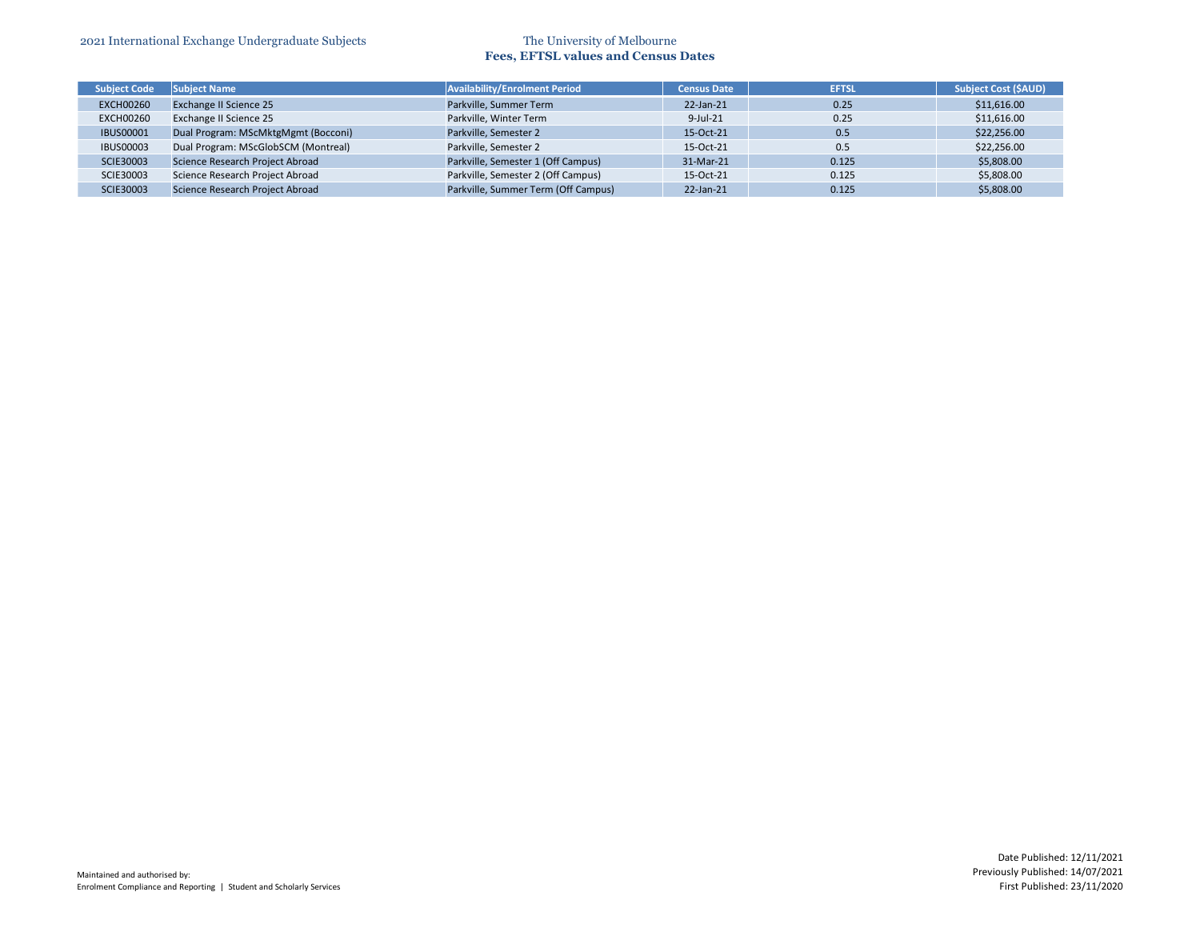| Subject Code | Subject Name | Availability/Enrolment Period | Census Date | EFTSL | Subject Cost ($AUD) |
|---|---|---|---|---|---|
| EXCH00260 | Exchange II Science 25 | Parkville, Summer Term | 22-Jan-21 | 0.25 | $11,616.00 |
| EXCH00260 | Exchange II Science 25 | Parkville, Winter Term | 9-Jul-21 | 0.25 | $11,616.00 |
| IBUS00001 | Dual Program: MScMktgMgmt (Bocconi) | Parkville, Semester 2 | 15-Oct-21 | 0.5 | $22,256.00 |
| IBUS00003 | Dual Program: MScGlobSCM (Montreal) | Parkville, Semester 2 | 15-Oct-21 | 0.5 | $22,256.00 |
| SCIE30003 | Science Research Project Abroad | Parkville, Semester 1 (Off Campus) | 31-Mar-21 | 0.125 | $5,808.00 |
| SCIE30003 | Science Research Project Abroad | Parkville, Semester 2 (Off Campus) | 15-Oct-21 | 0.125 | $5,808.00 |
| SCIE30003 | Science Research Project Abroad | Parkville, Summer Term (Off Campus) | 22-Jan-21 | 0.125 | $5,808.00 |